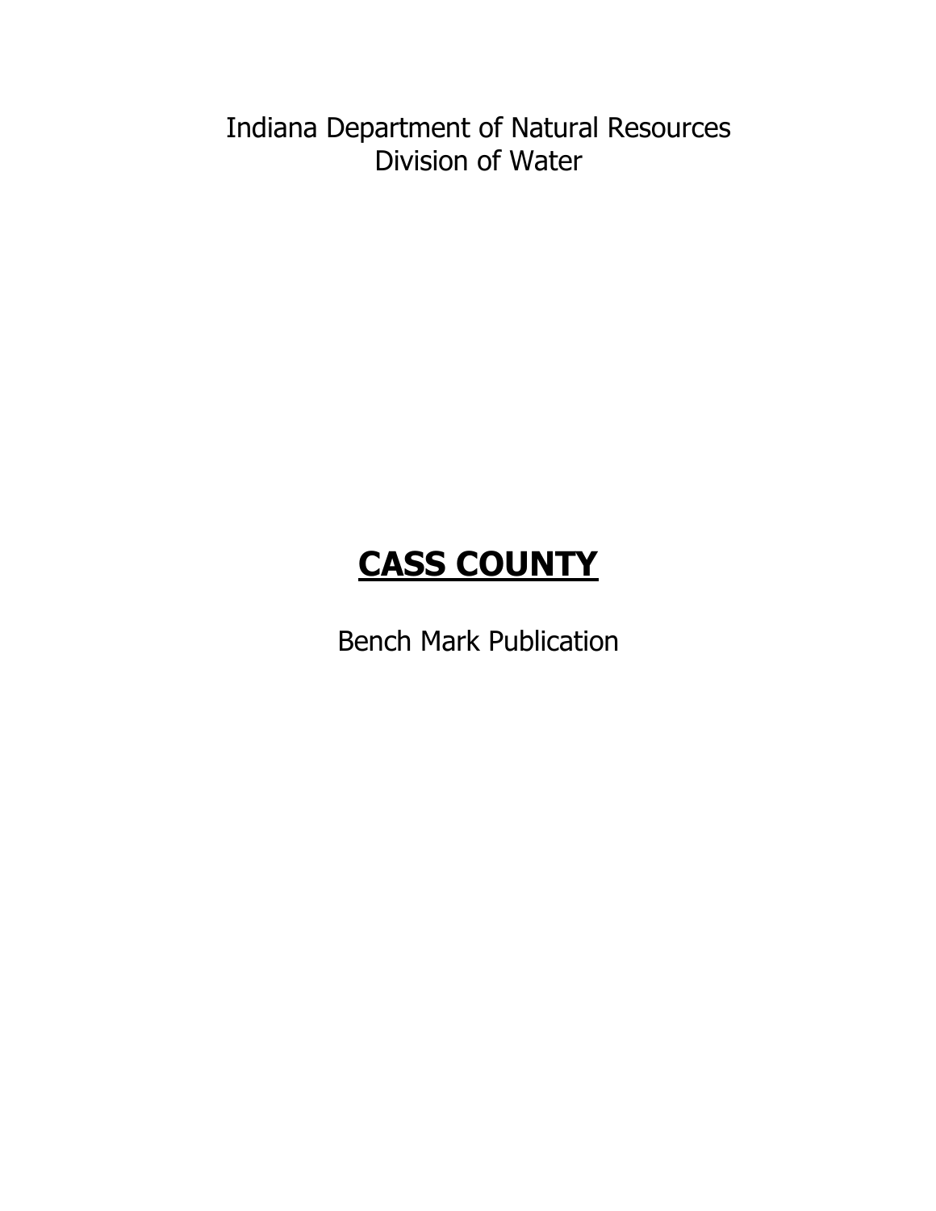Indiana Department of Natural Resources
Division of Water

# **CASS COUNTY**

Bench Mark Publication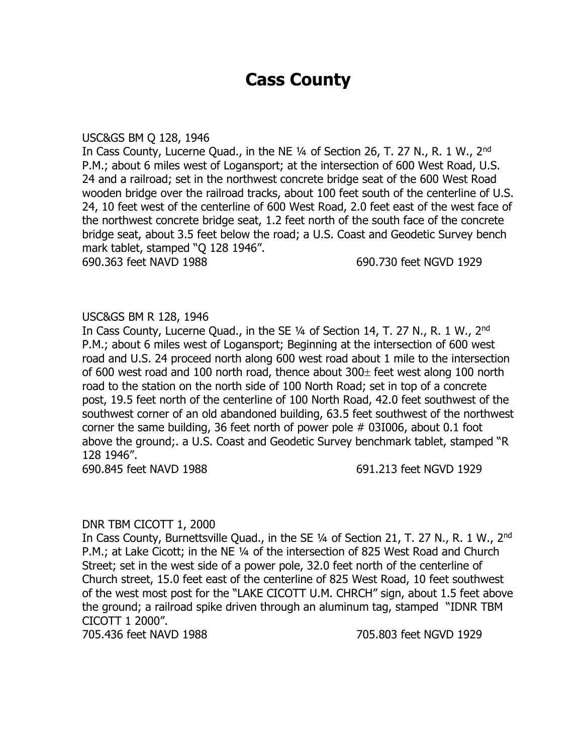# Cass County

USC&GS BM Q 128, 1946
In Cass County, Lucerne Quad., in the NE ¼ of Section 26, T. 27 N., R. 1 W., 2nd P.M.; about 6 miles west of Logansport; at the intersection of 600 West Road, U.S. 24 and a railroad; set in the northwest concrete bridge seat of the 600 West Road wooden bridge over the railroad tracks, about 100 feet south of the centerline of U.S. 24, 10 feet west of the centerline of 600 West Road, 2.0 feet east of the west face of the northwest concrete bridge seat, 1.2 feet north of the south face of the concrete bridge seat, about 3.5 feet below the road; a U.S. Coast and Geodetic Survey bench mark tablet, stamped "Q 128 1946".
690.363 feet NAVD 1988 690.730 feet NGVD 1929

USC&GS BM R 128, 1946
In Cass County, Lucerne Quad., in the SE ¼ of Section 14, T. 27 N., R. 1 W., 2nd P.M.; about 6 miles west of Logansport; Beginning at the intersection of 600 west road and U.S. 24 proceed north along 600 west road about 1 mile to the intersection of 600 west road and 100 north road, thence about 300± feet west along 100 north road to the station on the north side of 100 North Road; set in top of a concrete post, 19.5 feet north of the centerline of 100 North Road, 42.0 feet southwest of the southwest corner of an old abandoned building, 63.5 feet southwest of the northwest corner the same building, 36 feet north of power pole # 03I006, about 0.1 foot above the ground;. a U.S. Coast and Geodetic Survey benchmark tablet, stamped "R 128 1946".
690.845 feet NAVD 1988 691.213 feet NGVD 1929

DNR TBM CICOTT 1, 2000
In Cass County, Burnettsville Quad., in the SE ¼ of Section 21, T. 27 N., R. 1 W., 2nd P.M.; at Lake Cicott; in the NE ¼ of the intersection of 825 West Road and Church Street; set in the west side of a power pole, 32.0 feet north of the centerline of Church street, 15.0 feet east of the centerline of 825 West Road, 10 feet southwest of the west most post for the "LAKE CICOTT U.M. CHRCH" sign, about 1.5 feet above the ground; a railroad spike driven through an aluminum tag, stamped "IDNR TBM CICOTT 1 2000".
705.436 feet NAVD 1988 705.803 feet NGVD 1929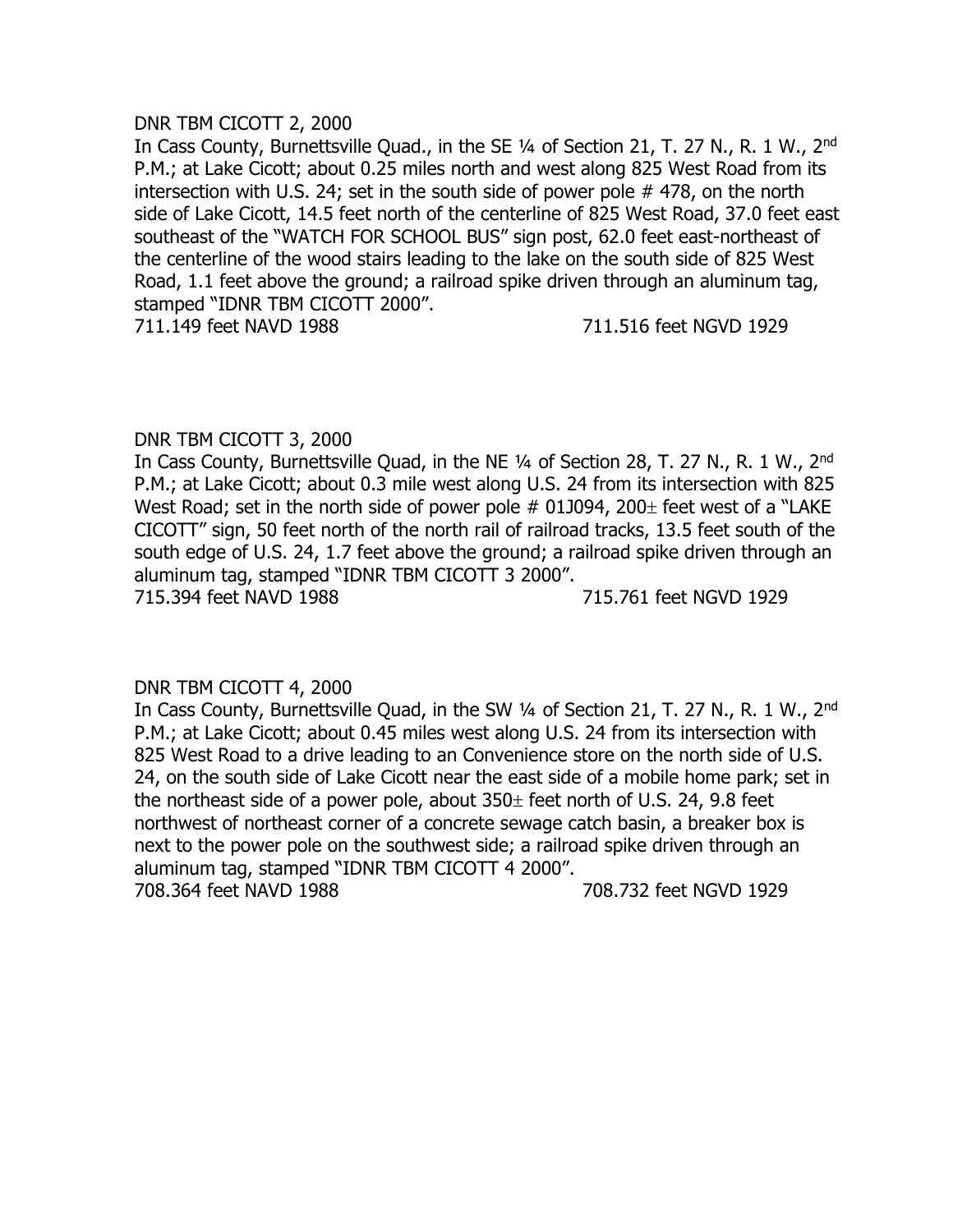DNR TBM CICOTT 2, 2000

In Cass County, Burnettsville Quad., in the SE ¼ of Section 21, T. 27 N., R. 1 W., 2nd P.M.; at Lake Cicott; about 0.25 miles north and west along 825 West Road from its intersection with U.S. 24; set in the south side of power pole # 478, on the north side of Lake Cicott, 14.5 feet north of the centerline of 825 West Road, 37.0 feet east southeast of the "WATCH FOR SCHOOL BUS" sign post, 62.0 feet east-northeast of the centerline of the wood stairs leading to the lake on the south side of 825 West Road, 1.1 feet above the ground; a railroad spike driven through an aluminum tag, stamped "IDNR TBM CICOTT 2000".

711.149 feet NAVD 1988 711.516 feet NGVD 1929

DNR TBM CICOTT 3, 2000

In Cass County, Burnettsville Quad, in the NE ¼ of Section 28, T. 27 N., R. 1 W., 2nd P.M.; at Lake Cicott; about 0.3 mile west along U.S. 24 from its intersection with 825 West Road; set in the north side of power pole # 01J094, 200± feet west of a "LAKE CICOTT" sign, 50 feet north of the north rail of railroad tracks, 13.5 feet south of the south edge of U.S. 24, 1.7 feet above the ground; a railroad spike driven through an aluminum tag, stamped "IDNR TBM CICOTT 3 2000".

715.394 feet NAVD 1988 715.761 feet NGVD 1929

DNR TBM CICOTT 4, 2000

In Cass County, Burnettsville Quad, in the SW ¼ of Section 21, T. 27 N., R. 1 W., 2nd P.M.; at Lake Cicott; about 0.45 miles west along U.S. 24 from its intersection with 825 West Road to a drive leading to an Convenience store on the north side of U.S. 24, on the south side of Lake Cicott near the east side of a mobile home park; set in the northeast side of a power pole, about 350± feet north of U.S. 24, 9.8 feet northwest of northeast corner of a concrete sewage catch basin, a breaker box is next to the power pole on the southwest side; a railroad spike driven through an aluminum tag, stamped "IDNR TBM CICOTT 4 2000".

708.364 feet NAVD 1988 708.732 feet NGVD 1929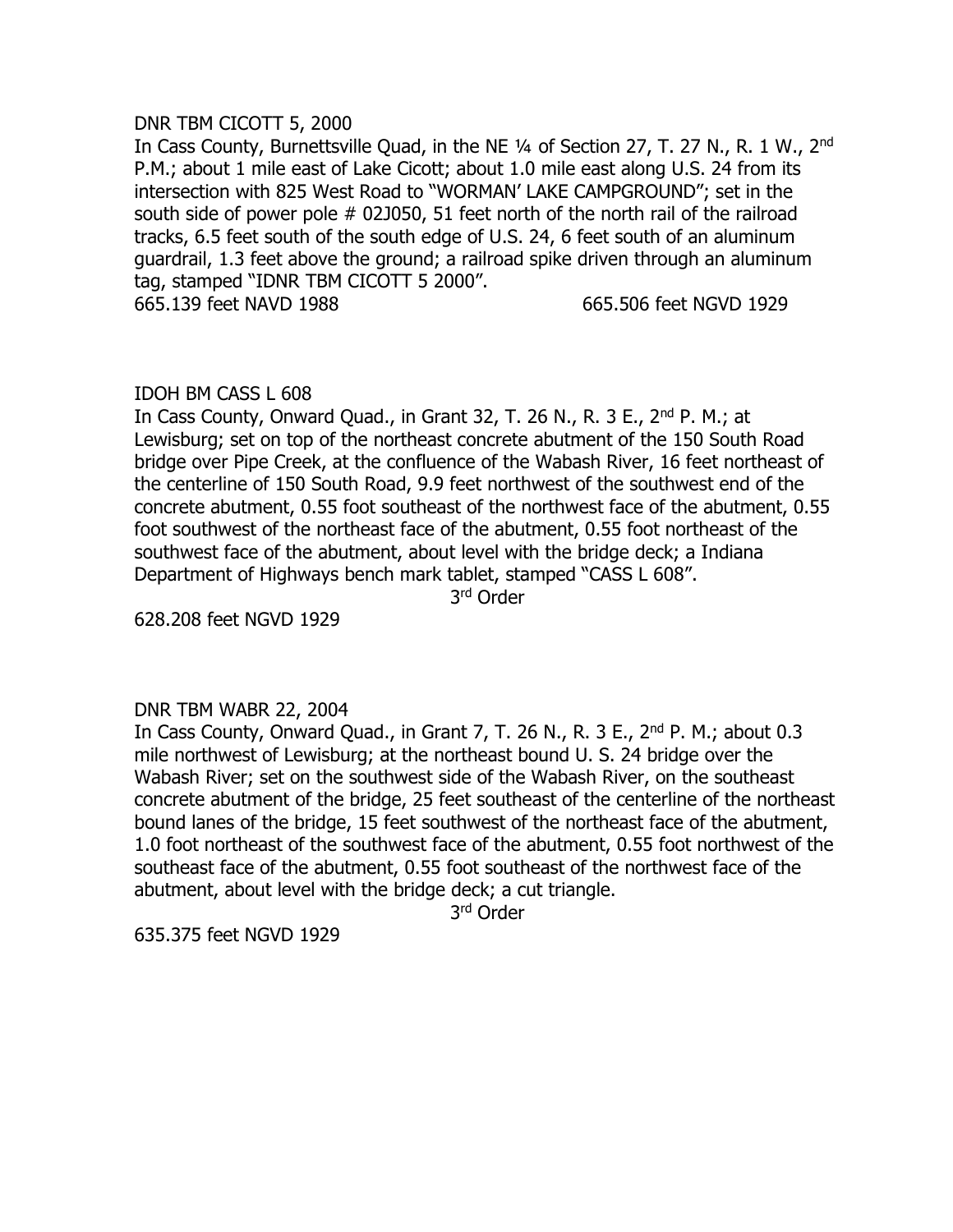DNR TBM CICOTT 5, 2000

In Cass County, Burnettsville Quad, in the NE ¼ of Section 27, T. 27 N., R. 1 W., 2nd P.M.; about 1 mile east of Lake Cicott; about 1.0 mile east along U.S. 24 from its intersection with 825 West Road to "WORMAN' LAKE CAMPGROUND"; set in the south side of power pole # 02J050, 51 feet north of the north rail of the railroad tracks, 6.5 feet south of the south edge of U.S. 24, 6 feet south of an aluminum guardrail, 1.3 feet above the ground; a railroad spike driven through an aluminum tag, stamped "IDNR TBM CICOTT 5 2000".

665.139 feet NAVD 1988 665.506 feet NGVD 1929

IDOH BM CASS L 608

In Cass County, Onward Quad., in Grant 32, T. 26 N., R. 3 E., 2nd P. M.; at Lewisburg; set on top of the northeast concrete abutment of the 150 South Road bridge over Pipe Creek, at the confluence of the Wabash River, 16 feet northeast of the centerline of 150 South Road, 9.9 feet northwest of the southwest end of the concrete abutment, 0.55 foot southeast of the northwest face of the abutment, 0.55 foot southwest of the northeast face of the abutment, 0.55 foot northeast of the southwest face of the abutment, about level with the bridge deck; a Indiana Department of Highways bench mark tablet, stamped "CASS L 608".

3rd Order

628.208 feet NGVD 1929

DNR TBM WABR 22, 2004

In Cass County, Onward Quad., in Grant 7, T. 26 N., R. 3 E., 2nd P. M.; about 0.3 mile northwest of Lewisburg; at the northeast bound U. S. 24 bridge over the Wabash River; set on the southwest side of the Wabash River, on the southeast concrete abutment of the bridge, 25 feet southeast of the centerline of the northeast bound lanes of the bridge, 15 feet southwest of the northeast face of the abutment, 1.0 foot northeast of the southwest face of the abutment, 0.55 foot northwest of the southeast face of the abutment, 0.55 foot southeast of the northwest face of the abutment, about level with the bridge deck; a cut triangle.

3rd Order

635.375 feet NGVD 1929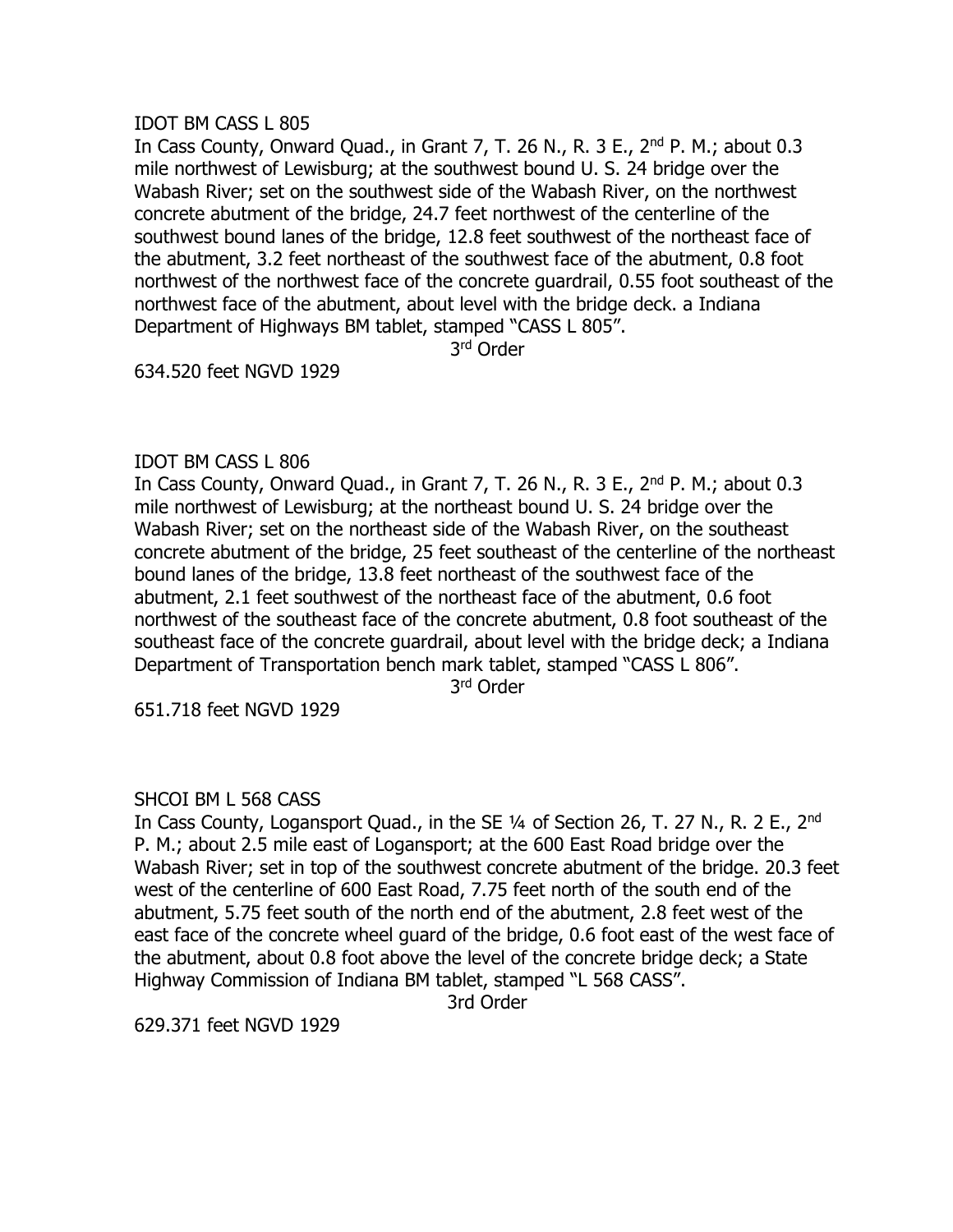IDOT BM CASS L 805

In Cass County, Onward Quad., in Grant 7, T. 26 N., R. 3 E., 2nd P. M.; about 0.3 mile northwest of Lewisburg; at the southwest bound U. S. 24 bridge over the Wabash River; set on the southwest side of the Wabash River, on the northwest concrete abutment of the bridge, 24.7 feet northwest of the centerline of the southwest bound lanes of the bridge, 12.8 feet southwest of the northeast face of the abutment, 3.2 feet northeast of the southwest face of the abutment, 0.8 foot northwest of the northwest face of the concrete guardrail, 0.55 foot southeast of the northwest face of the abutment, about level with the bridge deck. a Indiana Department of Highways BM tablet, stamped "CASS L 805".

3rd Order

634.520 feet NGVD 1929

IDOT BM CASS L 806

In Cass County, Onward Quad., in Grant 7, T. 26 N., R. 3 E., 2nd P. M.; about 0.3 mile northwest of Lewisburg; at the northeast bound U. S. 24 bridge over the Wabash River; set on the northeast side of the Wabash River, on the southeast concrete abutment of the bridge, 25 feet southeast of the centerline of the northeast bound lanes of the bridge, 13.8 feet northeast of the southwest face of the abutment, 2.1 feet southwest of the northeast face of the abutment, 0.6 foot northwest of the southeast face of the concrete abutment, 0.8 foot southeast of the southeast face of the concrete guardrail, about level with the bridge deck; a Indiana Department of Transportation bench mark tablet, stamped "CASS L 806".

3rd Order

651.718 feet NGVD 1929

SHCOI BM L 568 CASS

In Cass County, Logansport Quad., in the SE ¼ of Section 26, T. 27 N., R. 2 E., 2nd P. M.; about 2.5 mile east of Logansport; at the 600 East Road bridge over the Wabash River; set in top of the southwest concrete abutment of the bridge. 20.3 feet west of the centerline of 600 East Road, 7.75 feet north of the south end of the abutment, 5.75 feet south of the north end of the abutment, 2.8 feet west of the east face of the concrete wheel guard of the bridge, 0.6 foot east of the west face of the abutment, about 0.8 foot above the level of the concrete bridge deck; a State Highway Commission of Indiana BM tablet, stamped "L 568 CASS".

3rd Order

629.371 feet NGVD 1929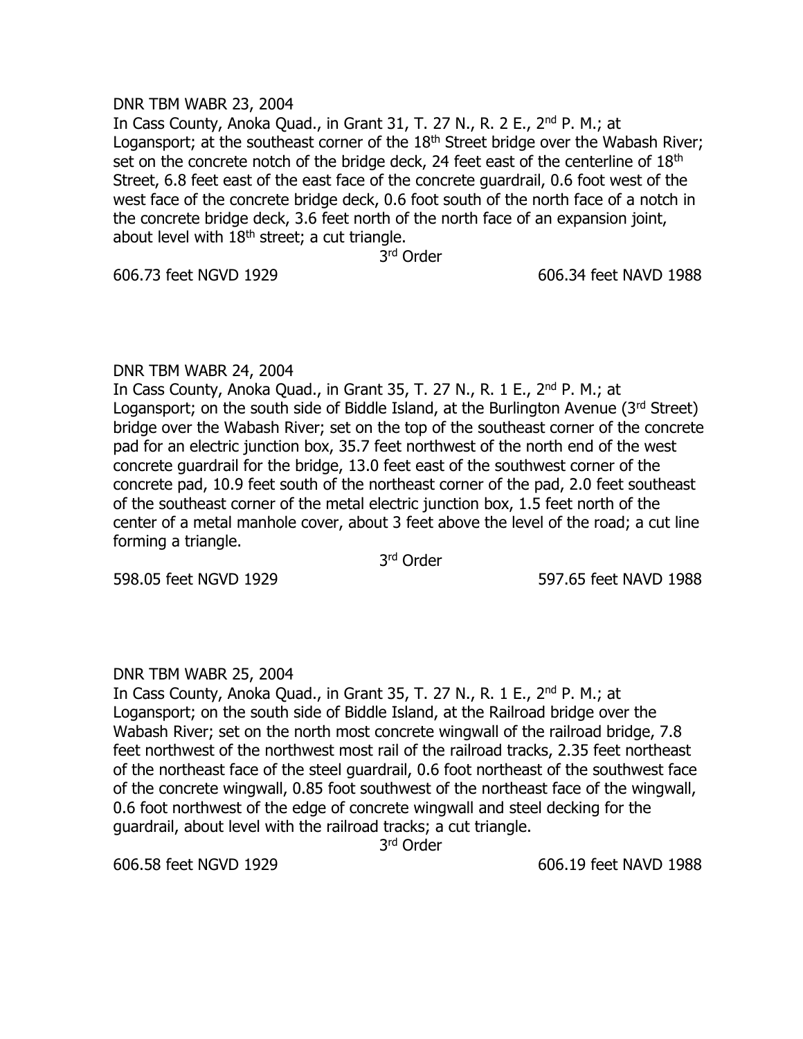DNR TBM WABR 23, 2004

In Cass County, Anoka Quad., in Grant 31, T. 27 N., R. 2 E., 2nd P. M.; at Logansport; at the southeast corner of the 18th Street bridge over the Wabash River; set on the concrete notch of the bridge deck, 24 feet east of the centerline of 18th Street, 6.8 feet east of the east face of the concrete guardrail, 0.6 foot west of the west face of the concrete bridge deck, 0.6 foot south of the north face of a notch in the concrete bridge deck, 3.6 feet north of the north face of an expansion joint, about level with 18th street; a cut triangle.

3rd Order

606.73 feet NGVD 1929 — 606.34 feet NAVD 1988

DNR TBM WABR 24, 2004

In Cass County, Anoka Quad., in Grant 35, T. 27 N., R. 1 E., 2nd P. M.; at Logansport; on the south side of Biddle Island, at the Burlington Avenue (3rd Street) bridge over the Wabash River; set on the top of the southeast corner of the concrete pad for an electric junction box, 35.7 feet northwest of the north end of the west concrete guardrail for the bridge, 13.0 feet east of the southwest corner of the concrete pad, 10.9 feet south of the northeast corner of the pad, 2.0 feet southeast of the southeast corner of the metal electric junction box, 1.5 feet north of the center of a metal manhole cover, about 3 feet above the level of the road; a cut line forming a triangle.

3rd Order

598.05 feet NGVD 1929 — 597.65 feet NAVD 1988

DNR TBM WABR 25, 2004

In Cass County, Anoka Quad., in Grant 35, T. 27 N., R. 1 E., 2nd P. M.; at Logansport; on the south side of Biddle Island, at the Railroad bridge over the Wabash River; set on the north most concrete wingwall of the railroad bridge, 7.8 feet northwest of the northwest most rail of the railroad tracks, 2.35 feet northeast of the northeast face of the steel guardrail, 0.6 foot northeast of the southwest face of the concrete wingwall, 0.85 foot southwest of the northeast face of the wingwall, 0.6 foot northwest of the edge of concrete wingwall and steel decking for the guardrail, about level with the railroad tracks; a cut triangle.

3rd Order

606.58 feet NGVD 1929 — 606.19 feet NAVD 1988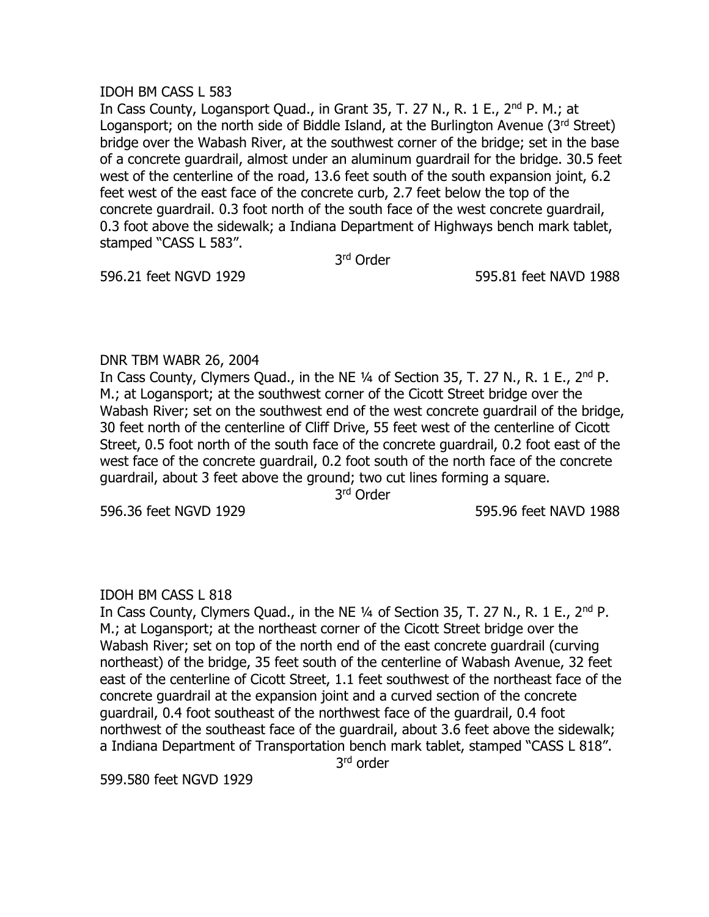IDOH BM CASS L 583

In Cass County, Logansport Quad., in Grant 35, T. 27 N., R. 1 E., 2nd P. M.; at Logansport; on the north side of Biddle Island, at the Burlington Avenue (3rd Street) bridge over the Wabash River, at the southwest corner of the bridge; set in the base of a concrete guardrail, almost under an aluminum guardrail for the bridge. 30.5 feet west of the centerline of the road, 13.6 feet south of the south expansion joint, 6.2 feet west of the east face of the concrete curb, 2.7 feet below the top of the concrete guardrail. 0.3 foot north of the south face of the west concrete guardrail, 0.3 foot above the sidewalk; a Indiana Department of Highways bench mark tablet, stamped "CASS L 583".

3rd Order

596.21 feet NGVD 1929 595.81 feet NAVD 1988

DNR TBM WABR 26, 2004

In Cass County, Clymers Quad., in the NE ¼ of Section 35, T. 27 N., R. 1 E., 2nd P. M.; at Logansport; at the southwest corner of the Cicott Street bridge over the Wabash River; set on the southwest end of the west concrete guardrail of the bridge, 30 feet north of the centerline of Cliff Drive, 55 feet west of the centerline of Cicott Street, 0.5 foot north of the south face of the concrete guardrail, 0.2 foot east of the west face of the concrete guardrail, 0.2 foot south of the north face of the concrete guardrail, about 3 feet above the ground; two cut lines forming a square.

3rd Order

596.36 feet NGVD 1929 595.96 feet NAVD 1988

IDOH BM CASS L 818

In Cass County, Clymers Quad., in the NE ¼ of Section 35, T. 27 N., R. 1 E., 2nd P. M.; at Logansport; at the northeast corner of the Cicott Street bridge over the Wabash River; set on top of the north end of the east concrete guardrail (curving northeast) of the bridge, 35 feet south of the centerline of Wabash Avenue, 32 feet east of the centerline of Cicott Street, 1.1 feet southwest of the northeast face of the concrete guardrail at the expansion joint and a curved section of the concrete guardrail, 0.4 foot southeast of the northwest face of the guardrail, 0.4 foot northwest of the southeast face of the guardrail, about 3.6 feet above the sidewalk; a Indiana Department of Transportation bench mark tablet, stamped "CASS L 818".

3rd order

599.580 feet NGVD 1929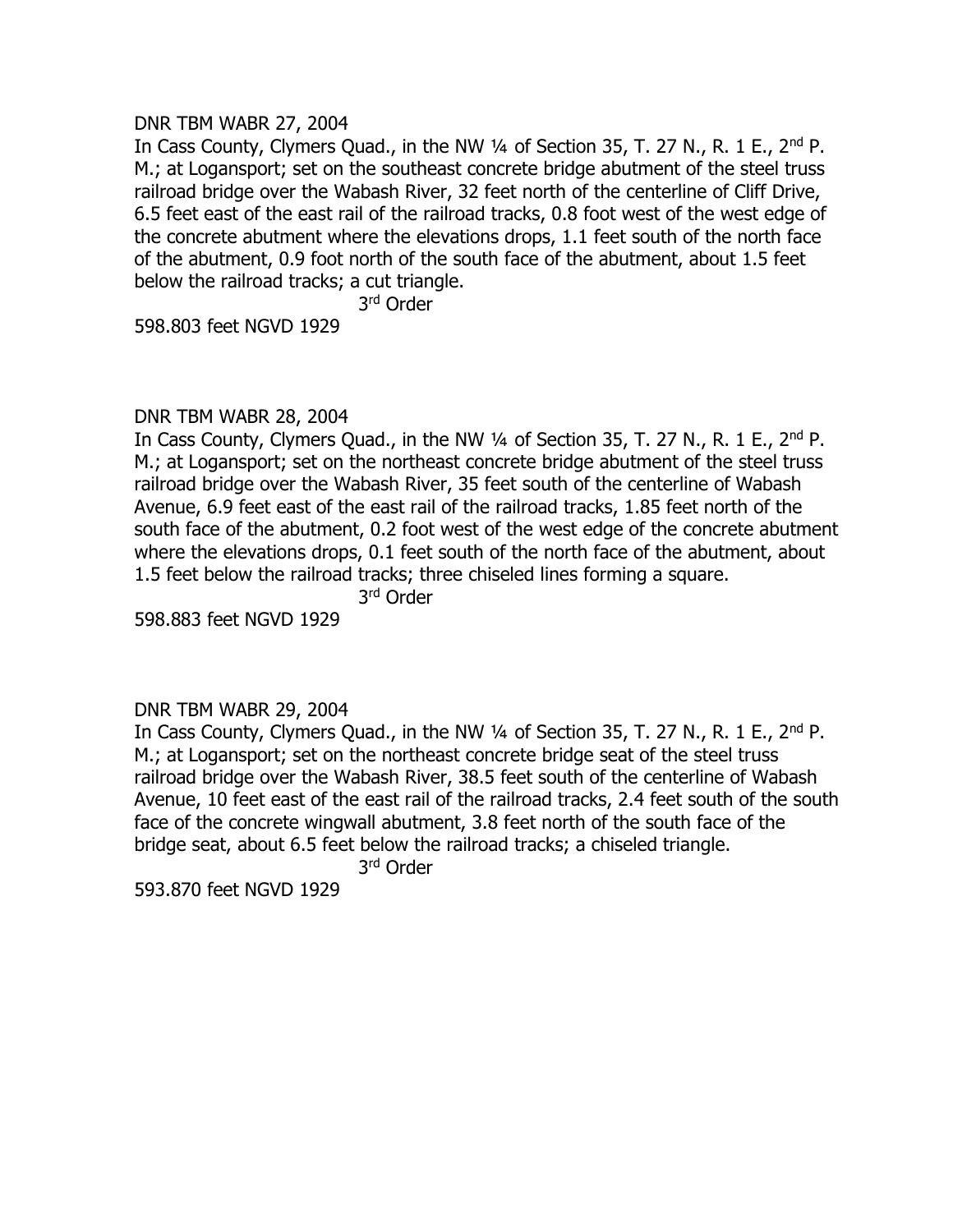DNR TBM WABR 27, 2004

In Cass County, Clymers Quad., in the NW ¼ of Section 35, T. 27 N., R. 1 E., 2nd P. M.; at Logansport; set on the southeast concrete bridge abutment of the steel truss railroad bridge over the Wabash River, 32 feet north of the centerline of Cliff Drive, 6.5 feet east of the east rail of the railroad tracks, 0.8 foot west of the west edge of the concrete abutment where the elevations drops, 1.1 feet south of the north face of the abutment, 0.9 foot north of the south face of the abutment, about 1.5 feet below the railroad tracks; a cut triangle.

3rd Order

598.803 feet NGVD 1929

DNR TBM WABR 28, 2004

In Cass County, Clymers Quad., in the NW ¼ of Section 35, T. 27 N., R. 1 E., 2nd P. M.; at Logansport; set on the northeast concrete bridge abutment of the steel truss railroad bridge over the Wabash River, 35 feet south of the centerline of Wabash Avenue, 6.9 feet east of the east rail of the railroad tracks, 1.85 feet north of the south face of the abutment, 0.2 foot west of the west edge of the concrete abutment where the elevations drops, 0.1 feet south of the north face of the abutment, about 1.5 feet below the railroad tracks; three chiseled lines forming a square.

3rd Order

598.883 feet NGVD 1929

DNR TBM WABR 29, 2004

In Cass County, Clymers Quad., in the NW ¼ of Section 35, T. 27 N., R. 1 E., 2nd P. M.; at Logansport; set on the northeast concrete bridge seat of the steel truss railroad bridge over the Wabash River, 38.5 feet south of the centerline of Wabash Avenue, 10 feet east of the east rail of the railroad tracks, 2.4 feet south of the south face of the concrete wingwall abutment, 3.8 feet north of the south face of the bridge seat, about 6.5 feet below the railroad tracks; a chiseled triangle.

3rd Order

593.870 feet NGVD 1929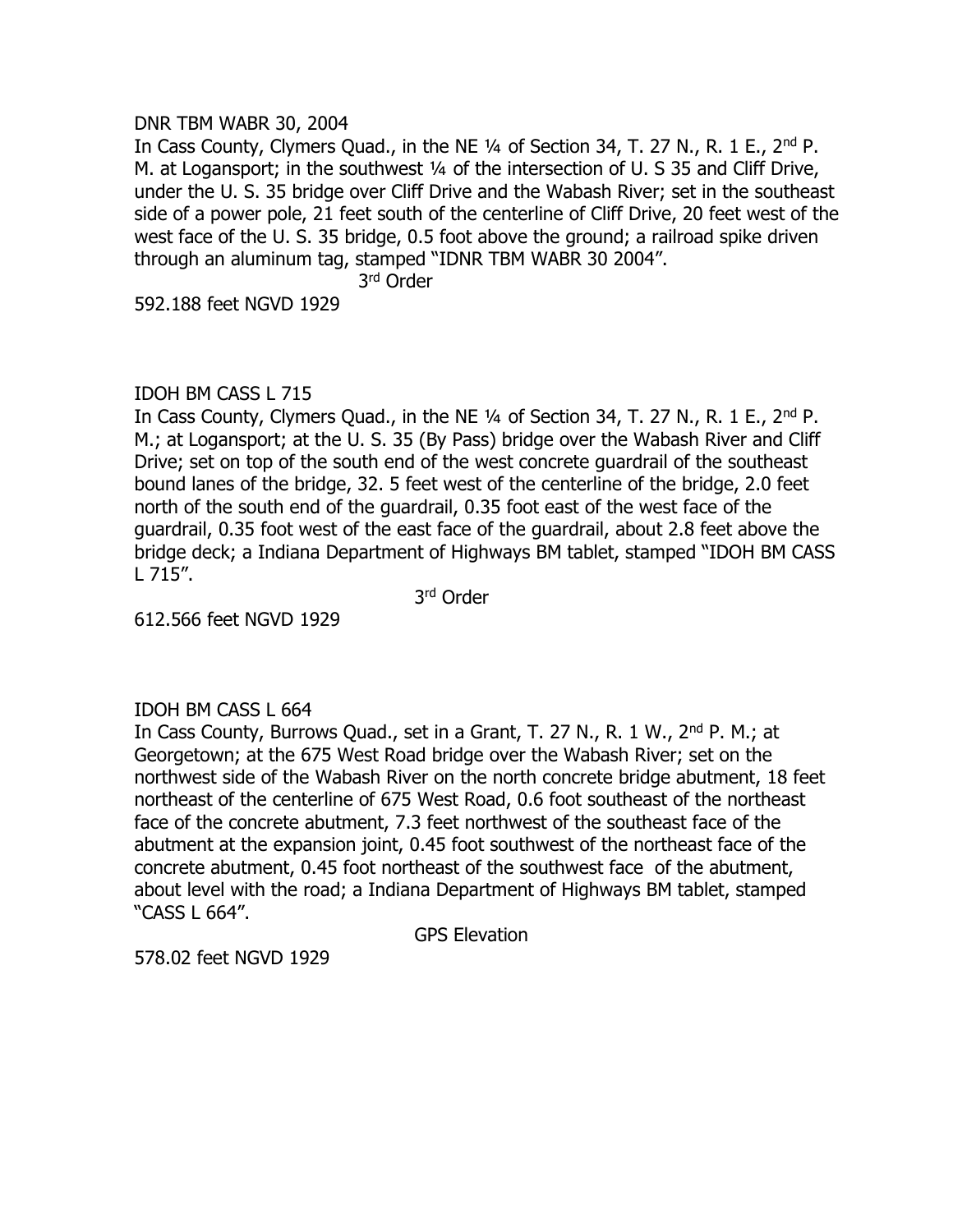DNR TBM WABR 30, 2004

In Cass County, Clymers Quad., in the NE ¼ of Section 34, T. 27 N., R. 1 E., 2nd P. M. at Logansport; in the southwest ¼ of the intersection of U. S 35 and Cliff Drive, under the U. S. 35 bridge over Cliff Drive and the Wabash River; set in the southeast side of a power pole, 21 feet south of the centerline of Cliff Drive, 20 feet west of the west face of the U. S. 35 bridge, 0.5 foot above the ground; a railroad spike driven through an aluminum tag, stamped "IDNR TBM WABR 30 2004".

3rd Order

592.188 feet NGVD 1929

IDOH BM CASS L 715

In Cass County, Clymers Quad., in the NE ¼ of Section 34, T. 27 N., R. 1 E., 2nd P. M.; at Logansport; at the U. S. 35 (By Pass) bridge over the Wabash River and Cliff Drive; set on top of the south end of the west concrete guardrail of the southeast bound lanes of the bridge, 32. 5 feet west of the centerline of the bridge, 2.0 feet north of the south end of the guardrail, 0.35 foot east of the west face of the guardrail, 0.35 foot west of the east face of the guardrail, about 2.8 feet above the bridge deck; a Indiana Department of Highways BM tablet, stamped "IDOH BM CASS L 715".

3rd Order

612.566 feet NGVD 1929

IDOH BM CASS L 664

In Cass County, Burrows Quad., set in a Grant, T. 27 N., R. 1 W., 2nd P. M.; at Georgetown; at the 675 West Road bridge over the Wabash River; set on the northwest side of the Wabash River on the north concrete bridge abutment, 18 feet northeast of the centerline of 675 West Road, 0.6 foot southeast of the northeast face of the concrete abutment, 7.3 feet northwest of the southeast face of the abutment at the expansion joint, 0.45 foot southwest of the northeast face of the concrete abutment, 0.45 foot northeast of the southwest face of the abutment, about level with the road; a Indiana Department of Highways BM tablet, stamped "CASS L 664".

GPS Elevation

578.02 feet NGVD 1929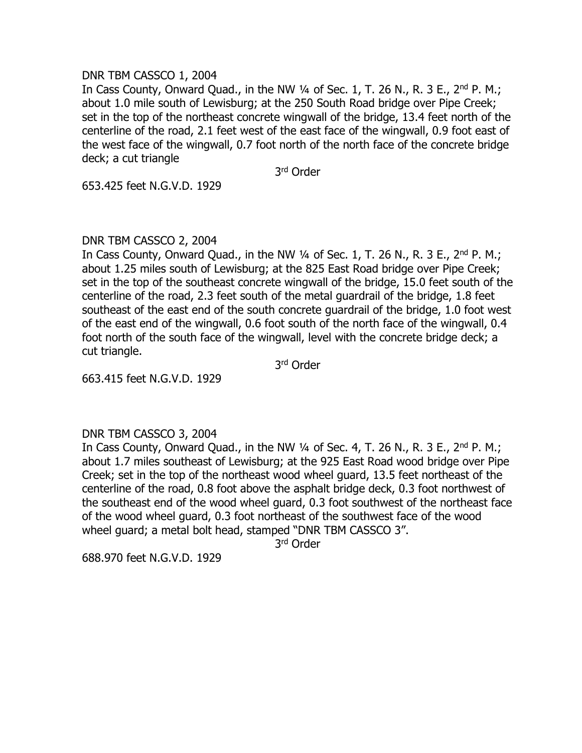DNR TBM CASSCO 1, 2004

In Cass County, Onward Quad., in the NW ¼ of Sec. 1, T. 26 N., R. 3 E., 2nd P. M.; about 1.0 mile south of Lewisburg; at the 250 South Road bridge over Pipe Creek; set in the top of the northeast concrete wingwall of the bridge, 13.4 feet north of the centerline of the road, 2.1 feet west of the east face of the wingwall, 0.9 foot east of the west face of the wingwall, 0.7 foot north of the north face of the concrete bridge deck; a cut triangle

3rd Order

653.425 feet N.G.V.D. 1929

DNR TBM CASSCO 2, 2004

In Cass County, Onward Quad., in the NW ¼ of Sec. 1, T. 26 N., R. 3 E., 2nd P. M.; about 1.25 miles south of Lewisburg; at the 825 East Road bridge over Pipe Creek; set in the top of the southeast concrete wingwall of the bridge, 15.0 feet south of the centerline of the road, 2.3 feet south of the metal guardrail of the bridge, 1.8 feet southeast of the east end of the south concrete guardrail of the bridge, 1.0 foot west of the east end of the wingwall, 0.6 foot south of the north face of the wingwall, 0.4 foot north of the south face of the wingwall, level with the concrete bridge deck; a cut triangle.

3rd Order

663.415 feet N.G.V.D. 1929

DNR TBM CASSCO 3, 2004

In Cass County, Onward Quad., in the NW ¼ of Sec. 4, T. 26 N., R. 3 E., 2nd P. M.; about 1.7 miles southeast of Lewisburg; at the 925 East Road wood bridge over Pipe Creek; set in the top of the northeast wood wheel guard, 13.5 feet northeast of the centerline of the road, 0.8 foot above the asphalt bridge deck, 0.3 foot northwest of the southeast end of the wood wheel guard, 0.3 foot southwest of the northeast face of the wood wheel guard, 0.3 foot northeast of the southwest face of the wood wheel guard; a metal bolt head, stamped "DNR TBM CASSCO 3".

3rd Order

688.970 feet N.G.V.D. 1929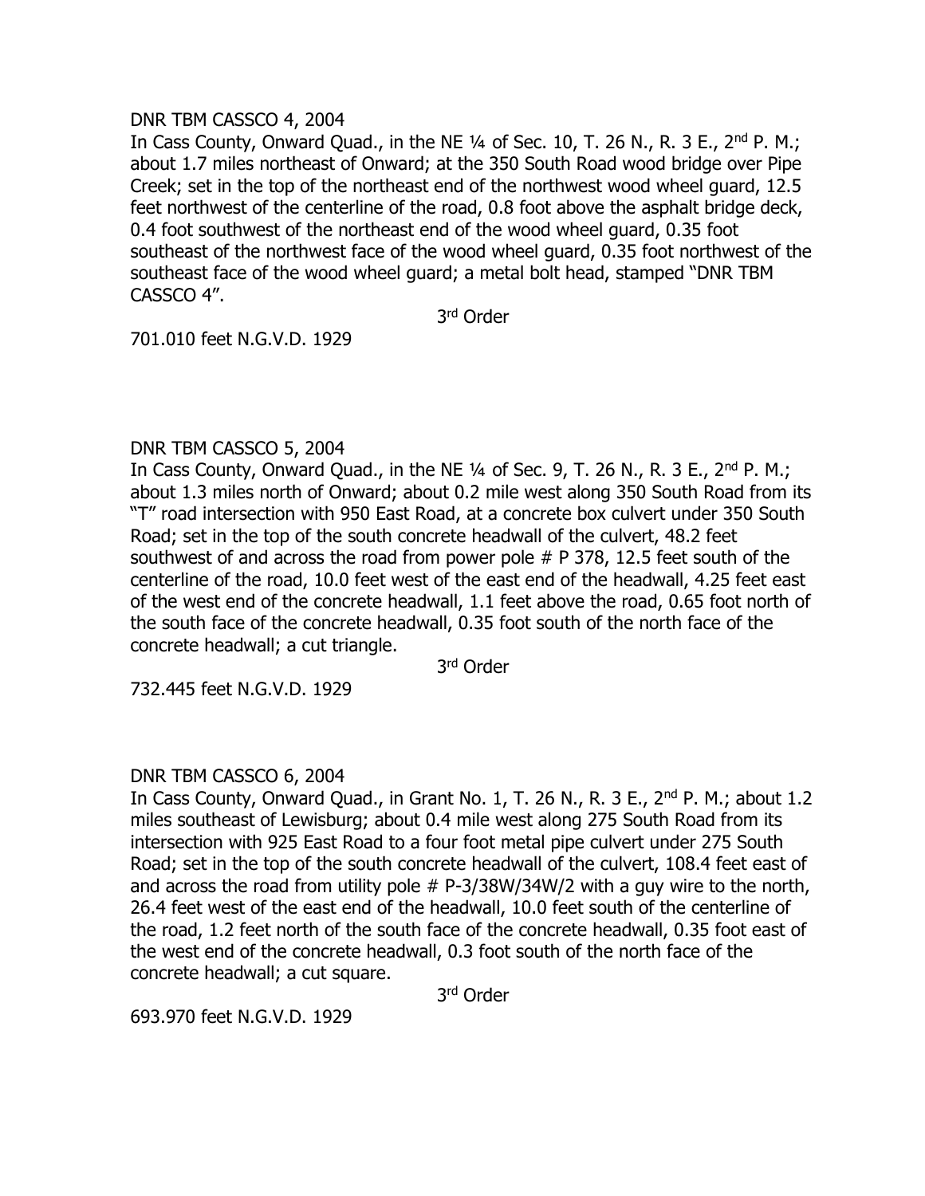DNR TBM CASSCO 4, 2004

In Cass County, Onward Quad., in the NE ¼ of Sec. 10, T. 26 N., R. 3 E., 2nd P. M.; about 1.7 miles northeast of Onward; at the 350 South Road wood bridge over Pipe Creek; set in the top of the northeast end of the northwest wood wheel guard, 12.5 feet northwest of the centerline of the road, 0.8 foot above the asphalt bridge deck, 0.4 foot southwest of the northeast end of the wood wheel guard, 0.35 foot southeast of the northwest face of the wood wheel guard, 0.35 foot northwest of the southeast face of the wood wheel guard; a metal bolt head, stamped "DNR TBM CASSCO 4".

3rd Order

701.010 feet N.G.V.D. 1929

DNR TBM CASSCO 5, 2004

In Cass County, Onward Quad., in the NE ¼ of Sec. 9, T. 26 N., R. 3 E., 2nd P. M.; about 1.3 miles north of Onward; about 0.2 mile west along 350 South Road from its "T" road intersection with 950 East Road, at a concrete box culvert under 350 South Road; set in the top of the south concrete headwall of the culvert, 48.2 feet southwest of and across the road from power pole # P 378, 12.5 feet south of the centerline of the road, 10.0 feet west of the east end of the headwall, 4.25 feet east of the west end of the concrete headwall, 1.1 feet above the road, 0.65 foot north of the south face of the concrete headwall, 0.35 foot south of the north face of the concrete headwall; a cut triangle.

3rd Order

732.445 feet N.G.V.D. 1929

DNR TBM CASSCO 6, 2004

In Cass County, Onward Quad., in Grant No. 1, T. 26 N., R. 3 E., 2nd P. M.; about 1.2 miles southeast of Lewisburg; about 0.4 mile west along 275 South Road from its intersection with 925 East Road to a four foot metal pipe culvert under 275 South Road; set in the top of the south concrete headwall of the culvert, 108.4 feet east of and across the road from utility pole # P-3/38W/34W/2 with a guy wire to the north, 26.4 feet west of the east end of the headwall, 10.0 feet south of the centerline of the road, 1.2 feet north of the south face of the concrete headwall, 0.35 foot east of the west end of the concrete headwall, 0.3 foot south of the north face of the concrete headwall; a cut square.

3rd Order

693.970 feet N.G.V.D. 1929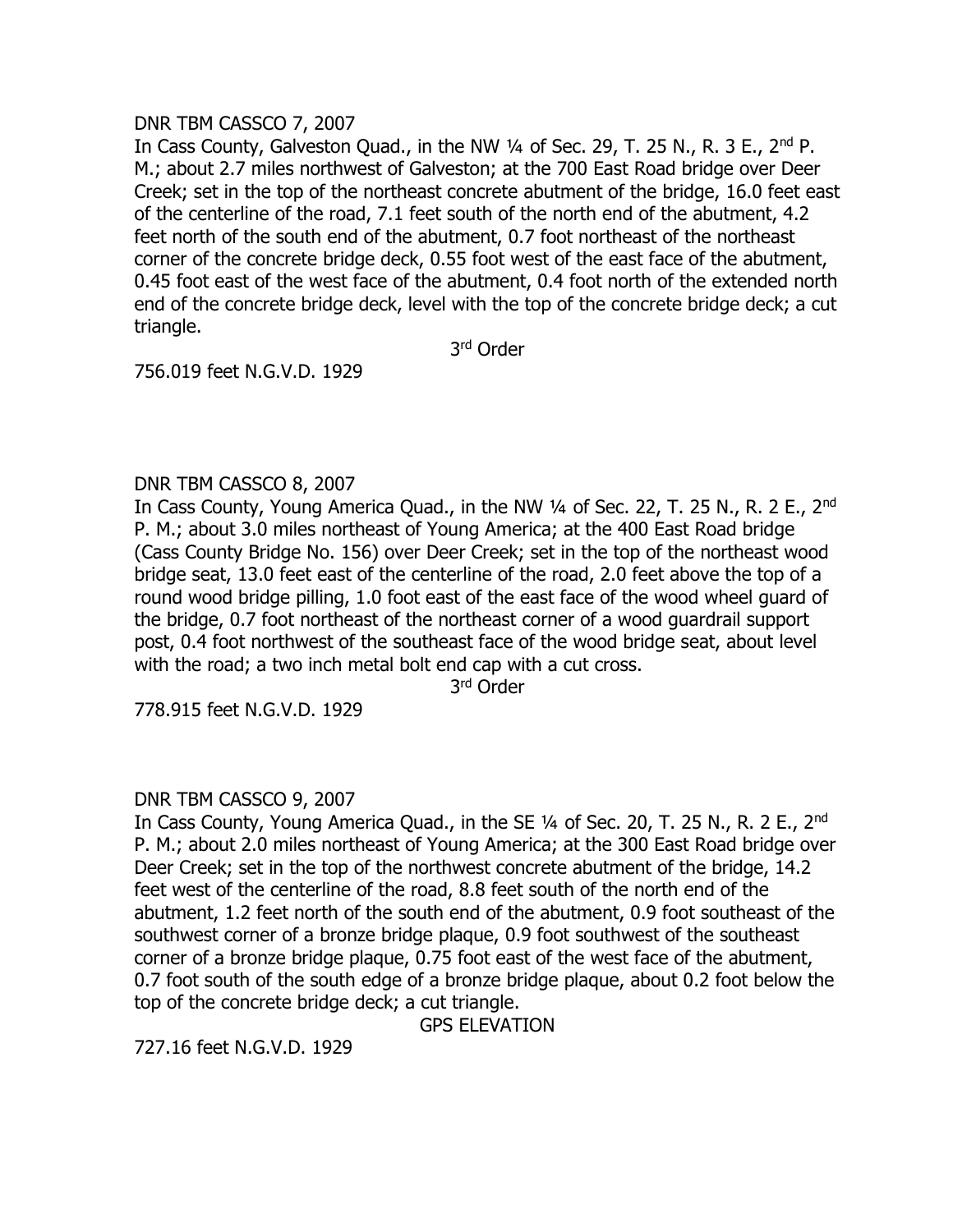DNR TBM CASSCO 7, 2007

In Cass County, Galveston Quad., in the NW ¼ of Sec. 29, T. 25 N., R. 3 E., 2nd P. M.; about 2.7 miles northwest of Galveston; at the 700 East Road bridge over Deer Creek; set in the top of the northeast concrete abutment of the bridge, 16.0 feet east of the centerline of the road, 7.1 feet south of the north end of the abutment, 4.2 feet north of the south end of the abutment, 0.7 foot northeast of the northeast corner of the concrete bridge deck, 0.55 foot west of the east face of the abutment, 0.45 foot east of the west face of the abutment, 0.4 foot north of the extended north end of the concrete bridge deck, level with the top of the concrete bridge deck; a cut triangle.

3rd Order

756.019 feet N.G.V.D. 1929

DNR TBM CASSCO 8, 2007

In Cass County, Young America Quad., in the NW ¼ of Sec. 22, T. 25 N., R. 2 E., 2nd P. M.; about 3.0 miles northeast of Young America; at the 400 East Road bridge (Cass County Bridge No. 156) over Deer Creek; set in the top of the northeast wood bridge seat, 13.0 feet east of the centerline of the road, 2.0 feet above the top of a round wood bridge pilling, 1.0 foot east of the east face of the wood wheel guard of the bridge, 0.7 foot northeast of the northeast corner of a wood guardrail support post, 0.4 foot northwest of the southeast face of the wood bridge seat, about level with the road; a two inch metal bolt end cap with a cut cross.

3rd Order

778.915 feet N.G.V.D. 1929

DNR TBM CASSCO 9, 2007

In Cass County, Young America Quad., in the SE ¼ of Sec. 20, T. 25 N., R. 2 E., 2nd P. M.; about 2.0 miles northeast of Young America; at the 300 East Road bridge over Deer Creek; set in the top of the northwest concrete abutment of the bridge, 14.2 feet west of the centerline of the road, 8.8 feet south of the north end of the abutment, 1.2 feet north of the south end of the abutment, 0.9 foot southeast of the southwest corner of a bronze bridge plaque, 0.9 foot southwest of the southeast corner of a bronze bridge plaque, 0.75 foot east of the west face of the abutment, 0.7 foot south of the south edge of a bronze bridge plaque, about 0.2 foot below the top of the concrete bridge deck; a cut triangle.

GPS ELEVATION

727.16 feet N.G.V.D. 1929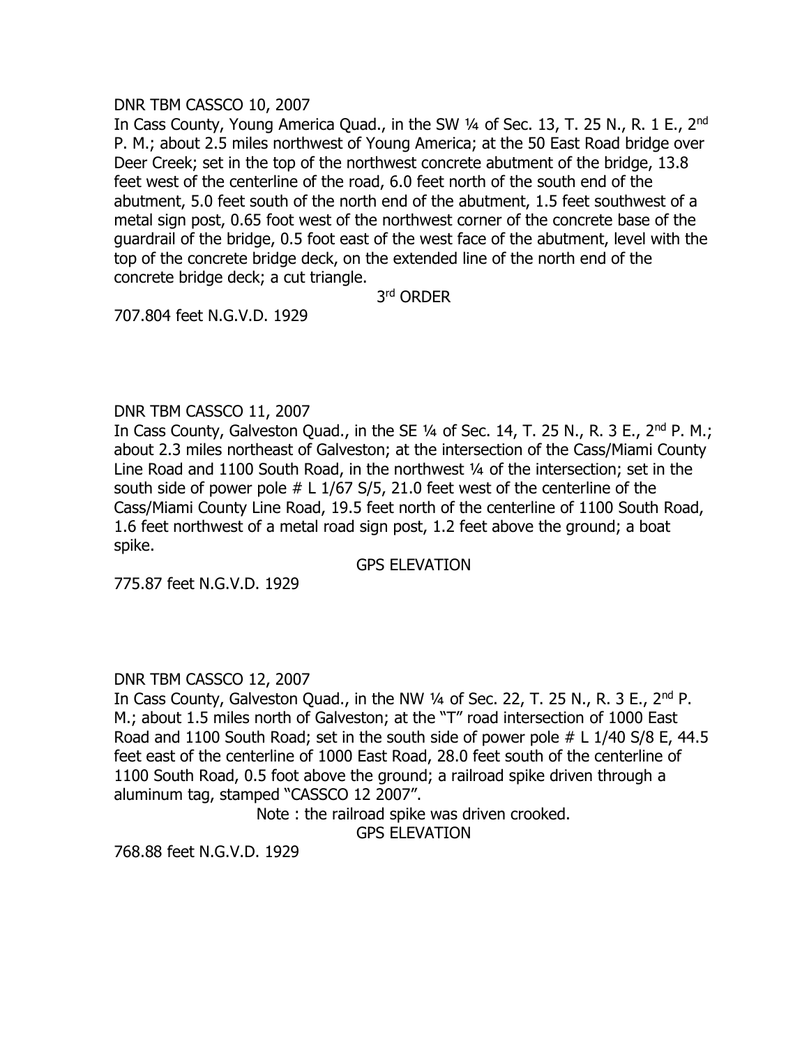DNR TBM CASSCO 10, 2007

In Cass County, Young America Quad., in the SW ¼ of Sec. 13, T. 25 N., R. 1 E., 2nd P. M.; about 2.5 miles northwest of Young America; at the 50 East Road bridge over Deer Creek; set in the top of the northwest concrete abutment of the bridge, 13.8 feet west of the centerline of the road, 6.0 feet north of the south end of the abutment, 5.0 feet south of the north end of the abutment, 1.5 feet southwest of a metal sign post, 0.65 foot west of the northwest corner of the concrete base of the guardrail of the bridge, 0.5 foot east of the west face of the abutment, level with the top of the concrete bridge deck, on the extended line of the north end of the concrete bridge deck; a cut triangle.

3rd ORDER

707.804 feet N.G.V.D. 1929

DNR TBM CASSCO 11, 2007

In Cass County, Galveston Quad., in the SE ¼ of Sec. 14, T. 25 N., R. 3 E., 2nd P. M.; about 2.3 miles northeast of Galveston; at the intersection of the Cass/Miami County Line Road and 1100 South Road, in the northwest ¼ of the intersection; set in the south side of power pole # L 1/67 S/5, 21.0 feet west of the centerline of the Cass/Miami County Line Road, 19.5 feet north of the centerline of 1100 South Road, 1.6 feet northwest of a metal road sign post, 1.2 feet above the ground; a boat spike.

GPS ELEVATION

775.87 feet N.G.V.D. 1929

DNR TBM CASSCO 12, 2007

In Cass County, Galveston Quad., in the NW ¼ of Sec. 22, T. 25 N., R. 3 E., 2nd P. M.; about 1.5 miles north of Galveston; at the "T" road intersection of 1000 East Road and 1100 South Road; set in the south side of power pole # L 1/40 S/8 E, 44.5 feet east of the centerline of 1000 East Road, 28.0 feet south of the centerline of 1100 South Road, 0.5 foot above the ground; a railroad spike driven through a aluminum tag, stamped "CASSCO 12 2007".

Note : the railroad spike was driven crooked.

GPS ELEVATION

768.88 feet N.G.V.D. 1929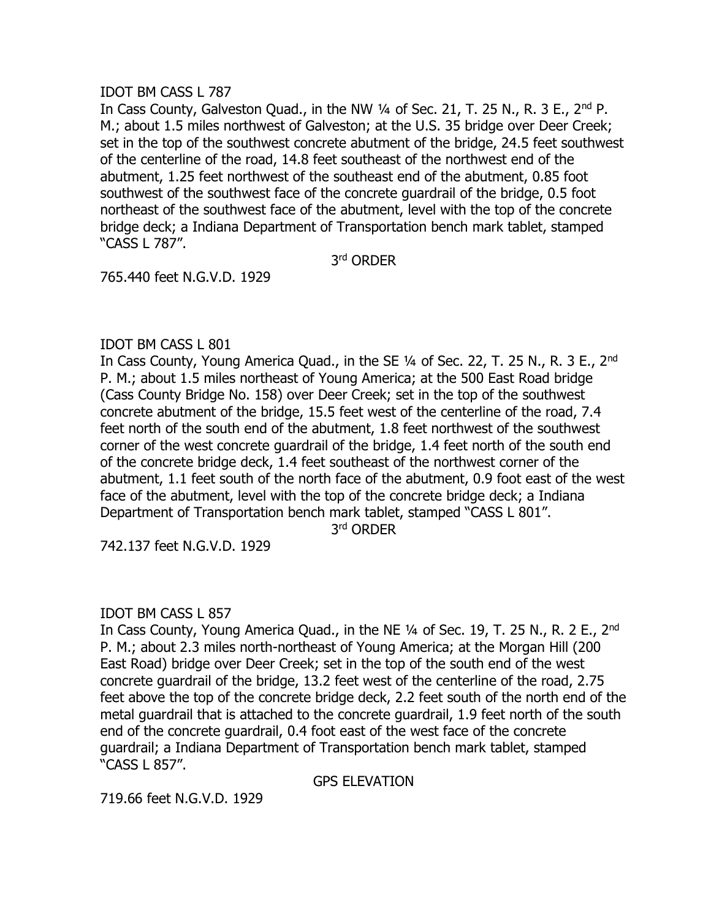IDOT BM CASS L 787

In Cass County, Galveston Quad., in the NW ¼ of Sec. 21, T. 25 N., R. 3 E., 2nd P. M.; about 1.5 miles northwest of Galveston; at the U.S. 35 bridge over Deer Creek; set in the top of the southwest concrete abutment of the bridge, 24.5 feet southwest of the centerline of the road, 14.8 feet southeast of the northwest end of the abutment, 1.25 feet northwest of the southeast end of the abutment, 0.85 foot southwest of the southwest face of the concrete guardrail of the bridge, 0.5 foot northeast of the southwest face of the abutment, level with the top of the concrete bridge deck; a Indiana Department of Transportation bench mark tablet, stamped "CASS L 787".

3rd ORDER

765.440 feet N.G.V.D. 1929

IDOT BM CASS L 801

In Cass County, Young America Quad., in the SE ¼ of Sec. 22, T. 25 N., R. 3 E., 2nd P. M.; about 1.5 miles northeast of Young America; at the 500 East Road bridge (Cass County Bridge No. 158) over Deer Creek; set in the top of the southwest concrete abutment of the bridge, 15.5 feet west of the centerline of the road, 7.4 feet north of the south end of the abutment, 1.8 feet northwest of the southwest corner of the west concrete guardrail of the bridge, 1.4 feet north of the south end of the concrete bridge deck, 1.4 feet southeast of the northwest corner of the abutment, 1.1 feet south of the north face of the abutment, 0.9 foot east of the west face of the abutment, level with the top of the concrete bridge deck; a Indiana Department of Transportation bench mark tablet, stamped "CASS L 801".

3rd ORDER

742.137 feet N.G.V.D. 1929

IDOT BM CASS L 857

In Cass County, Young America Quad., in the NE ¼ of Sec. 19, T. 25 N., R. 2 E., 2nd P. M.; about 2.3 miles north-northeast of Young America; at the Morgan Hill (200 East Road) bridge over Deer Creek; set in the top of the south end of the west concrete guardrail of the bridge, 13.2 feet west of the centerline of the road, 2.75 feet above the top of the concrete bridge deck, 2.2 feet south of the north end of the metal guardrail that is attached to the concrete guardrail, 1.9 feet north of the south end of the concrete guardrail, 0.4 foot east of the west face of the concrete guardrail; a Indiana Department of Transportation bench mark tablet, stamped "CASS L 857".

GPS ELEVATION

719.66 feet N.G.V.D. 1929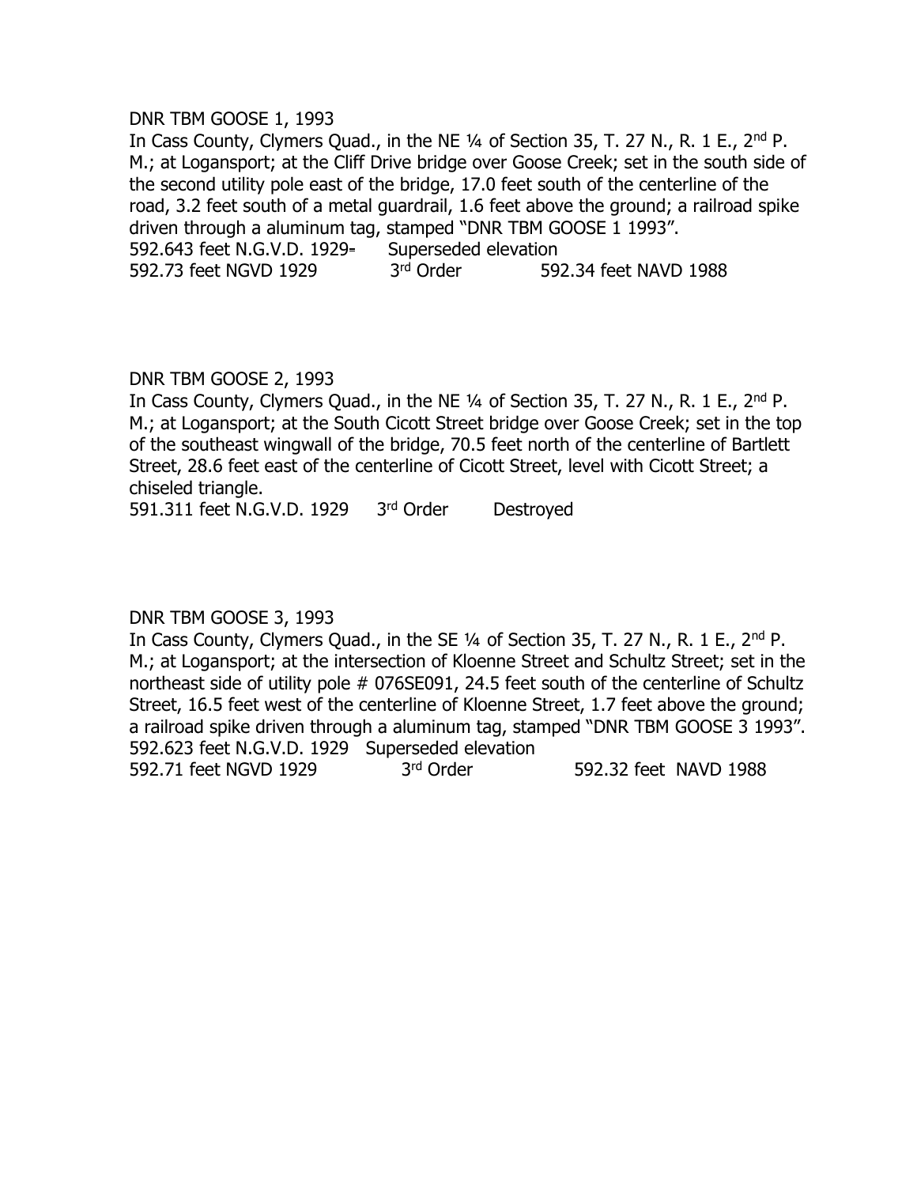DNR TBM GOOSE 1, 1993

In Cass County, Clymers Quad., in the NE ¼ of Section 35, T. 27 N., R. 1 E., 2nd P. M.; at Logansport; at the Cliff Drive bridge over Goose Creek; set in the south side of the second utility pole east of the bridge, 17.0 feet south of the centerline of the road, 3.2 feet south of a metal guardrail, 1.6 feet above the ground; a railroad spike driven through a aluminum tag, stamped "DNR TBM GOOSE 1 1993".

592.643 feet N.G.V.D. 1929 Superseded elevation

592.73 feet NGVD 1929 3rd Order 592.34 feet NAVD 1988

DNR TBM GOOSE 2, 1993

In Cass County, Clymers Quad., in the NE ¼ of Section 35, T. 27 N., R. 1 E., 2nd P. M.; at Logansport; at the South Cicott Street bridge over Goose Creek; set in the top of the southeast wingwall of the bridge, 70.5 feet north of the centerline of Bartlett Street, 28.6 feet east of the centerline of Cicott Street, level with Cicott Street; a chiseled triangle.

591.311 feet N.G.V.D. 1929 3rd Order Destroyed

DNR TBM GOOSE 3, 1993

In Cass County, Clymers Quad., in the SE ¼ of Section 35, T. 27 N., R. 1 E., 2nd P. M.; at Logansport; at the intersection of Kloenne Street and Schultz Street; set in the northeast side of utility pole # 076SE091, 24.5 feet south of the centerline of Schultz Street, 16.5 feet west of the centerline of Kloenne Street, 1.7 feet above the ground; a railroad spike driven through a aluminum tag, stamped "DNR TBM GOOSE 3 1993".

592.623 feet N.G.V.D. 1929 Superseded elevation

592.71 feet NGVD 1929 3rd Order 592.32 feet NAVD 1988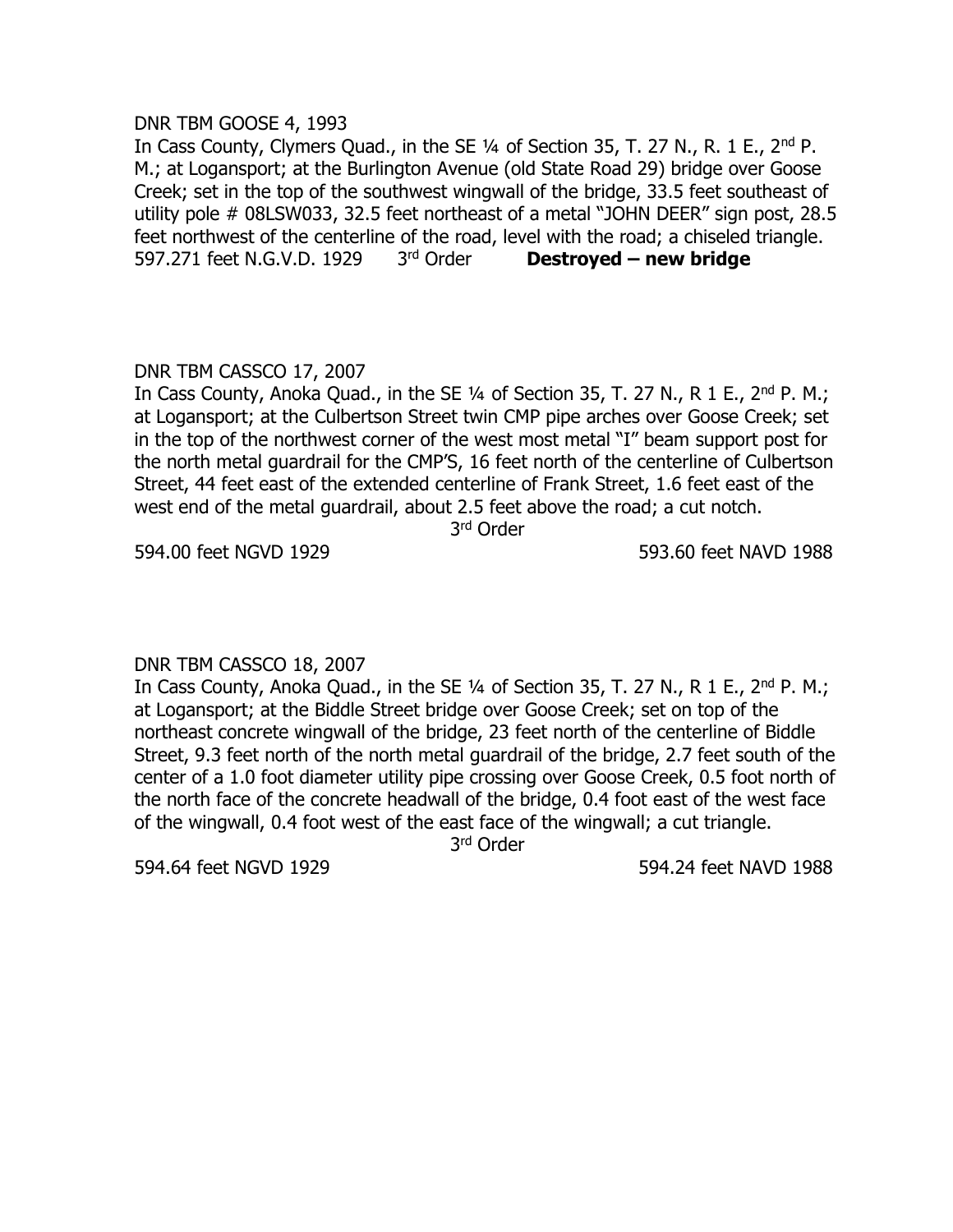DNR TBM GOOSE 4, 1993

In Cass County, Clymers Quad., in the SE ¼ of Section 35, T. 27 N., R. 1 E., 2nd P. M.; at Logansport; at the Burlington Avenue (old State Road 29) bridge over Goose Creek; set in the top of the southwest wingwall of the bridge, 33.5 feet southeast of utility pole # 08LSW033, 32.5 feet northeast of a metal "JOHN DEER" sign post, 28.5 feet northwest of the centerline of the road, level with the road; a chiseled triangle.

597.271 feet N.G.V.D. 1929 3rd Order **Destroyed – new bridge**

DNR TBM CASSCO 17, 2007

In Cass County, Anoka Quad., in the SE ¼ of Section 35, T. 27 N., R 1 E., 2nd P. M.; at Logansport; at the Culbertson Street twin CMP pipe arches over Goose Creek; set in the top of the northwest corner of the west most metal "I" beam support post for the north metal guardrail for the CMP'S, 16 feet north of the centerline of Culbertson Street, 44 feet east of the extended centerline of Frank Street, 1.6 feet east of the west end of the metal guardrail, about 2.5 feet above the road; a cut notch.

3rd Order

594.00 feet NGVD 1929 593.60 feet NAVD 1988

DNR TBM CASSCO 18, 2007

In Cass County, Anoka Quad., in the SE ¼ of Section 35, T. 27 N., R 1 E., 2nd P. M.; at Logansport; at the Biddle Street bridge over Goose Creek; set on top of the northeast concrete wingwall of the bridge, 23 feet north of the centerline of Biddle Street, 9.3 feet north of the north metal guardrail of the bridge, 2.7 feet south of the center of a 1.0 foot diameter utility pipe crossing over Goose Creek, 0.5 foot north of the north face of the concrete headwall of the bridge, 0.4 foot east of the west face of the wingwall, 0.4 foot west of the east face of the wingwall; a cut triangle.

3rd Order

594.64 feet NGVD 1929 594.24 feet NAVD 1988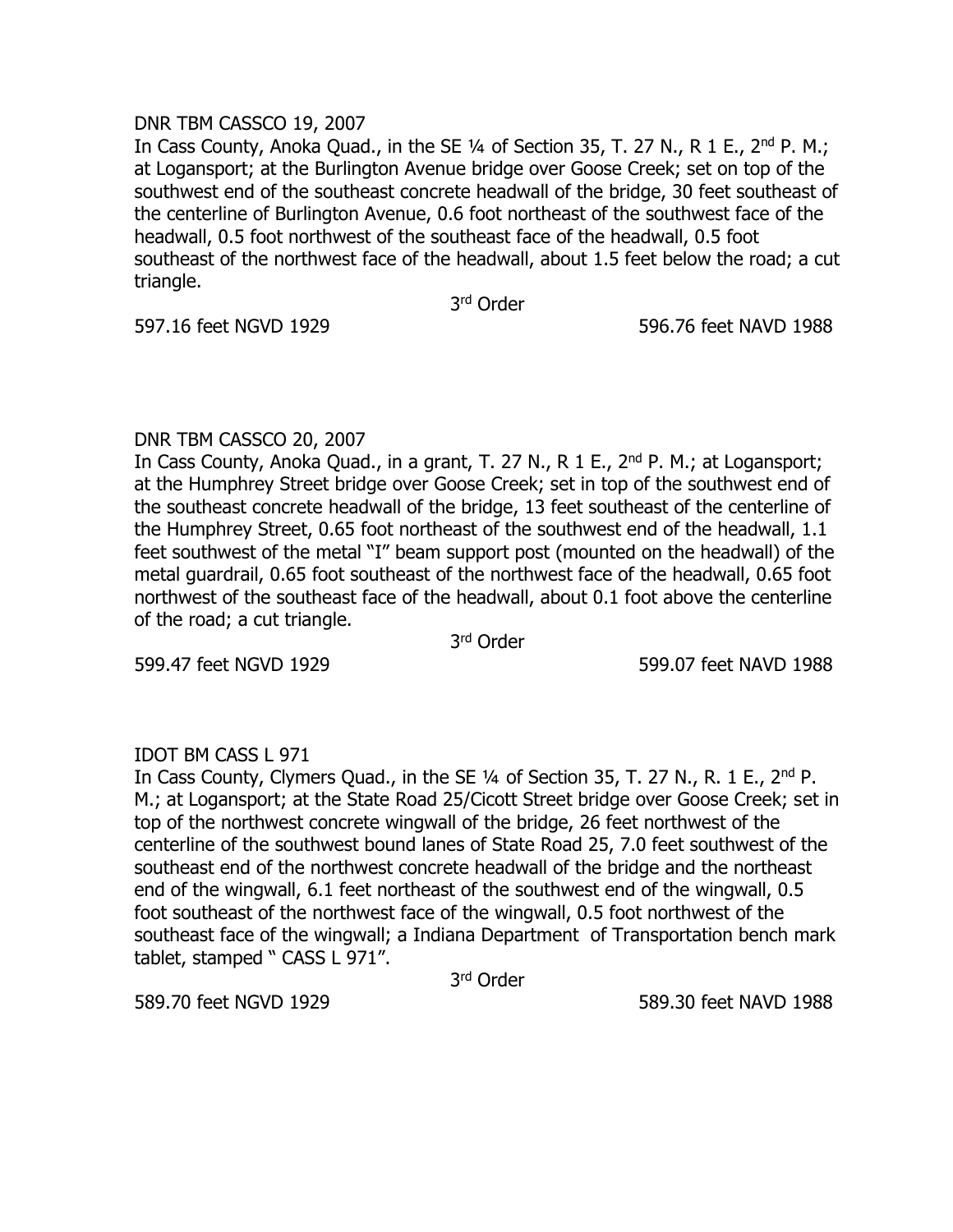DNR TBM CASSCO 19, 2007

In Cass County, Anoka Quad., in the SE ¼ of Section 35, T. 27 N., R 1 E., 2nd P. M.; at Logansport; at the Burlington Avenue bridge over Goose Creek; set on top of the southwest end of the southeast concrete headwall of the bridge, 30 feet southeast of the centerline of Burlington Avenue, 0.6 foot northeast of the southwest face of the headwall, 0.5 foot northwest of the southeast face of the headwall, 0.5 foot southeast of the northwest face of the headwall, about 1.5 feet below the road; a cut triangle.

3rd Order

597.16 feet NGVD 1929 596.76 feet NAVD 1988

DNR TBM CASSCO 20, 2007

In Cass County, Anoka Quad., in a grant, T. 27 N., R 1 E., 2nd P. M.; at Logansport; at the Humphrey Street bridge over Goose Creek; set in top of the southwest end of the southeast concrete headwall of the bridge, 13 feet southeast of the centerline of the Humphrey Street, 0.65 foot northeast of the southwest end of the headwall, 1.1 feet southwest of the metal "I" beam support post (mounted on the headwall) of the metal guardrail, 0.65 foot southeast of the northwest face of the headwall, 0.65 foot northwest of the southeast face of the headwall, about 0.1 foot above the centerline of the road; a cut triangle.

3rd Order

599.47 feet NGVD 1929 599.07 feet NAVD 1988

IDOT BM CASS L 971

In Cass County, Clymers Quad., in the SE ¼ of Section 35, T. 27 N., R. 1 E., 2nd P. M.; at Logansport; at the State Road 25/Cicott Street bridge over Goose Creek; set in top of the northwest concrete wingwall of the bridge, 26 feet northwest of the centerline of the southwest bound lanes of State Road 25, 7.0 feet southwest of the southeast end of the northwest concrete headwall of the bridge and the northeast end of the wingwall, 6.1 feet northeast of the southwest end of the wingwall, 0.5 foot southeast of the northwest face of the wingwall, 0.5 foot northwest of the southeast face of the wingwall; a Indiana Department of Transportation bench mark tablet, stamped " CASS L 971".

3rd Order

589.70 feet NGVD 1929 589.30 feet NAVD 1988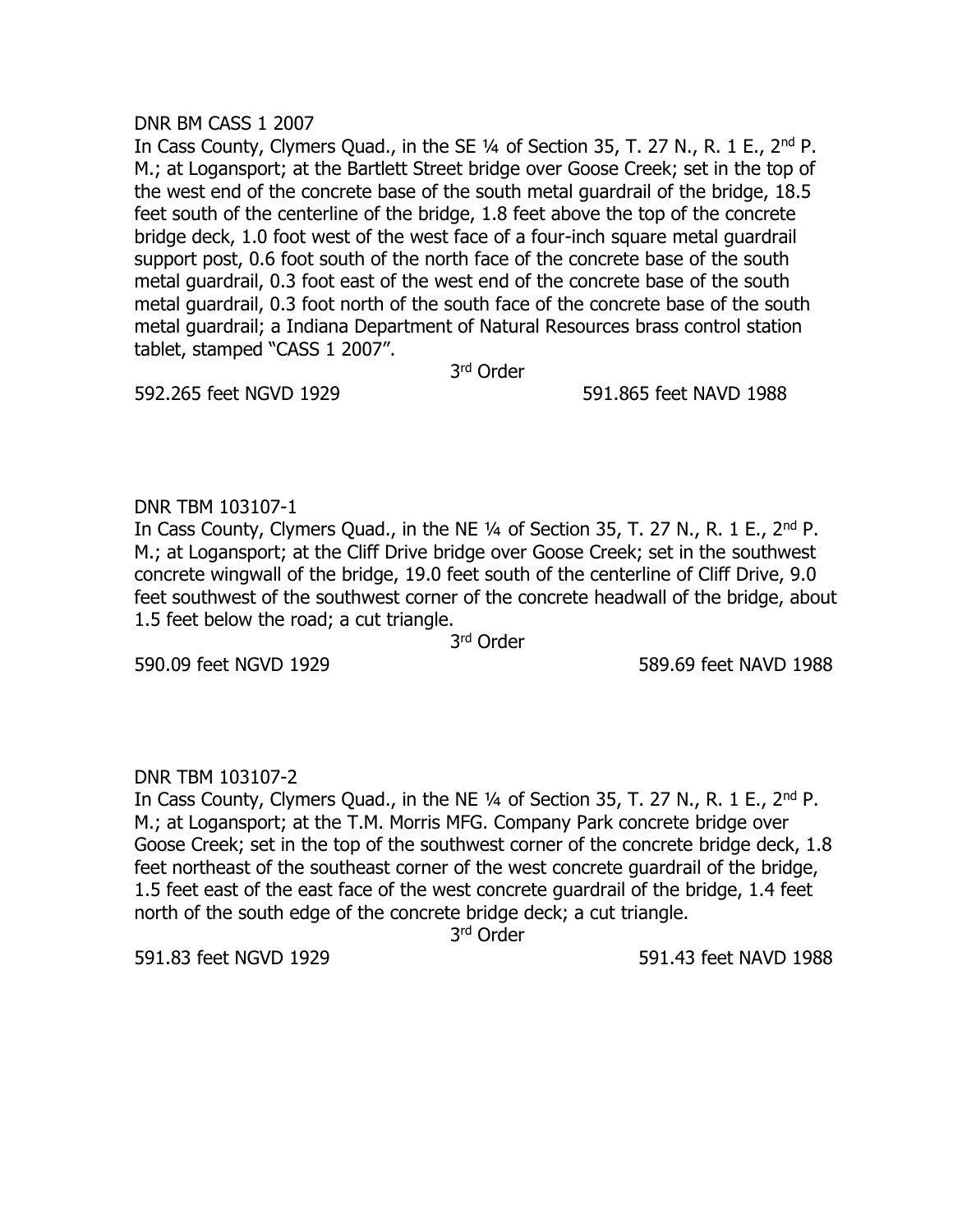DNR BM CASS 1 2007

In Cass County, Clymers Quad., in the SE ¼ of Section 35, T. 27 N., R. 1 E., 2nd P. M.; at Logansport; at the Bartlett Street bridge over Goose Creek; set in the top of the west end of the concrete base of the south metal guardrail of the bridge, 18.5 feet south of the centerline of the bridge, 1.8 feet above the top of the concrete bridge deck, 1.0 foot west of the west face of a four-inch square metal guardrail support post, 0.6 foot south of the north face of the concrete base of the south metal guardrail, 0.3 foot east of the west end of the concrete base of the south metal guardrail, 0.3 foot north of the south face of the concrete base of the south metal guardrail; a Indiana Department of Natural Resources brass control station tablet, stamped "CASS 1 2007".

3rd Order

592.265 feet NGVD 1929 591.865 feet NAVD 1988

DNR TBM 103107-1

In Cass County, Clymers Quad., in the NE ¼ of Section 35, T. 27 N., R. 1 E., 2nd P. M.; at Logansport; at the Cliff Drive bridge over Goose Creek; set in the southwest concrete wingwall of the bridge, 19.0 feet south of the centerline of Cliff Drive, 9.0 feet southwest of the southwest corner of the concrete headwall of the bridge, about 1.5 feet below the road; a cut triangle.

3rd Order

590.09 feet NGVD 1929 589.69 feet NAVD 1988

DNR TBM 103107-2

In Cass County, Clymers Quad., in the NE ¼ of Section 35, T. 27 N., R. 1 E., 2nd P. M.; at Logansport; at the T.M. Morris MFG. Company Park concrete bridge over Goose Creek; set in the top of the southwest corner of the concrete bridge deck, 1.8 feet northeast of the southeast corner of the west concrete guardrail of the bridge, 1.5 feet east of the east face of the west concrete guardrail of the bridge, 1.4 feet north of the south edge of the concrete bridge deck; a cut triangle.

3rd Order

591.83 feet NGVD 1929 591.43 feet NAVD 1988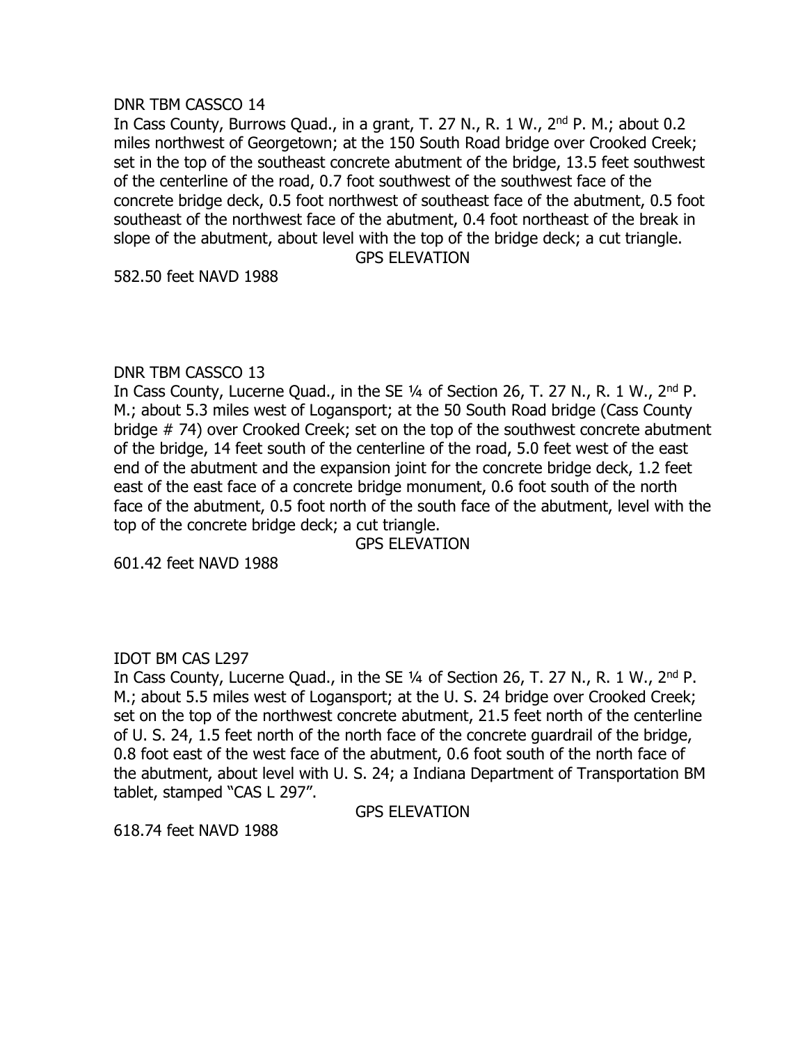DNR TBM CASSCO 14

In Cass County, Burrows Quad., in a grant, T. 27 N., R. 1 W., 2nd P. M.; about 0.2 miles northwest of Georgetown; at the 150 South Road bridge over Crooked Creek; set in the top of the southeast concrete abutment of the bridge, 13.5 feet southwest of the centerline of the road, 0.7 foot southwest of the southwest face of the concrete bridge deck, 0.5 foot northwest of southeast face of the abutment, 0.5 foot southeast of the northwest face of the abutment, 0.4 foot northeast of the break in slope of the abutment, about level with the top of the bridge deck; a cut triangle.

GPS ELEVATION

582.50 feet NAVD 1988

DNR TBM CASSCO 13

In Cass County, Lucerne Quad., in the SE ¼ of Section 26, T. 27 N., R. 1 W., 2nd P. M.; about 5.3 miles west of Logansport; at the 50 South Road bridge (Cass County bridge # 74) over Crooked Creek; set on the top of the southwest concrete abutment of the bridge, 14 feet south of the centerline of the road, 5.0 feet west of the east end of the abutment and the expansion joint for the concrete bridge deck, 1.2 feet east of the east face of a concrete bridge monument, 0.6 foot south of the north face of the abutment, 0.5 foot north of the south face of the abutment, level with the top of the concrete bridge deck; a cut triangle.

GPS ELEVATION

601.42 feet NAVD 1988

IDOT BM CAS L297

In Cass County, Lucerne Quad., in the SE ¼ of Section 26, T. 27 N., R. 1 W., 2nd P. M.; about 5.5 miles west of Logansport; at the U. S. 24 bridge over Crooked Creek; set on the top of the northwest concrete abutment, 21.5 feet north of the centerline of U. S. 24, 1.5 feet north of the north face of the concrete guardrail of the bridge, 0.8 foot east of the west face of the abutment, 0.6 foot south of the north face of the abutment, about level with U. S. 24; a Indiana Department of Transportation BM tablet, stamped "CAS L 297".

GPS ELEVATION

618.74 feet NAVD 1988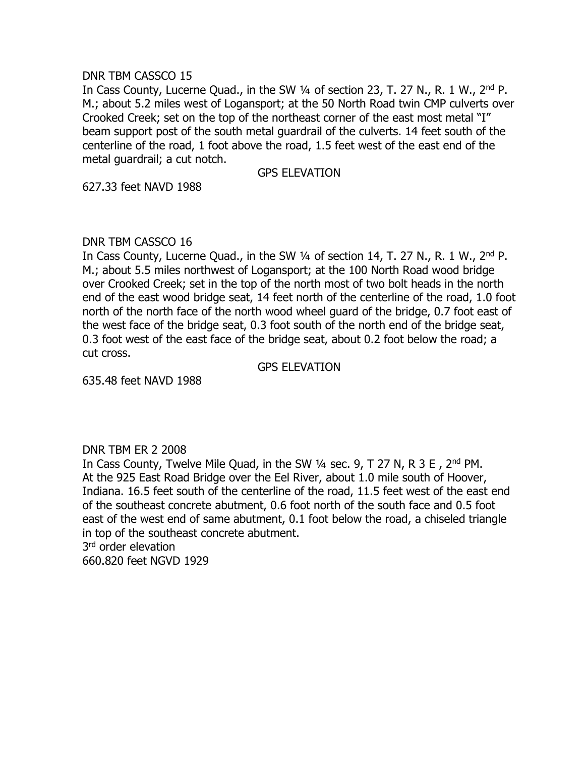DNR TBM CASSCO 15

In Cass County, Lucerne Quad., in the SW ¼ of section 23, T. 27 N., R. 1 W., 2nd P. M.; about 5.2 miles west of Logansport; at the 50 North Road twin CMP culverts over Crooked Creek; set on the top of the northeast corner of the east most metal "I" beam support post of the south metal guardrail of the culverts. 14 feet south of the centerline of the road, 1 foot above the road, 1.5 feet west of the east end of the metal guardrail; a cut notch.

GPS ELEVATION

627.33 feet NAVD 1988

DNR TBM CASSCO 16

In Cass County, Lucerne Quad., in the SW ¼ of section 14, T. 27 N., R. 1 W., 2nd P. M.; about 5.5 miles northwest of Logansport; at the 100 North Road wood bridge over Crooked Creek; set in the top of the north most of two bolt heads in the north end of the east wood bridge seat, 14 feet north of the centerline of the road, 1.0 foot north of the north face of the north wood wheel guard of the bridge, 0.7 foot east of the west face of the bridge seat, 0.3 foot south of the north end of the bridge seat, 0.3 foot west of the east face of the bridge seat, about 0.2 foot below the road; a cut cross.

GPS ELEVATION

635.48 feet NAVD 1988

DNR TBM ER 2 2008

In Cass County, Twelve Mile Quad, in the SW ¼ sec. 9, T 27 N, R 3 E , 2nd PM. At the 925 East Road Bridge over the Eel River, about 1.0 mile south of Hoover, Indiana. 16.5 feet south of the centerline of the road, 11.5 feet west of the east end of the southeast concrete abutment, 0.6 foot north of the south face and 0.5 foot east of the west end of same abutment, 0.1 foot below the road, a chiseled triangle in top of the southeast concrete abutment.

3rd order elevation

660.820 feet NGVD 1929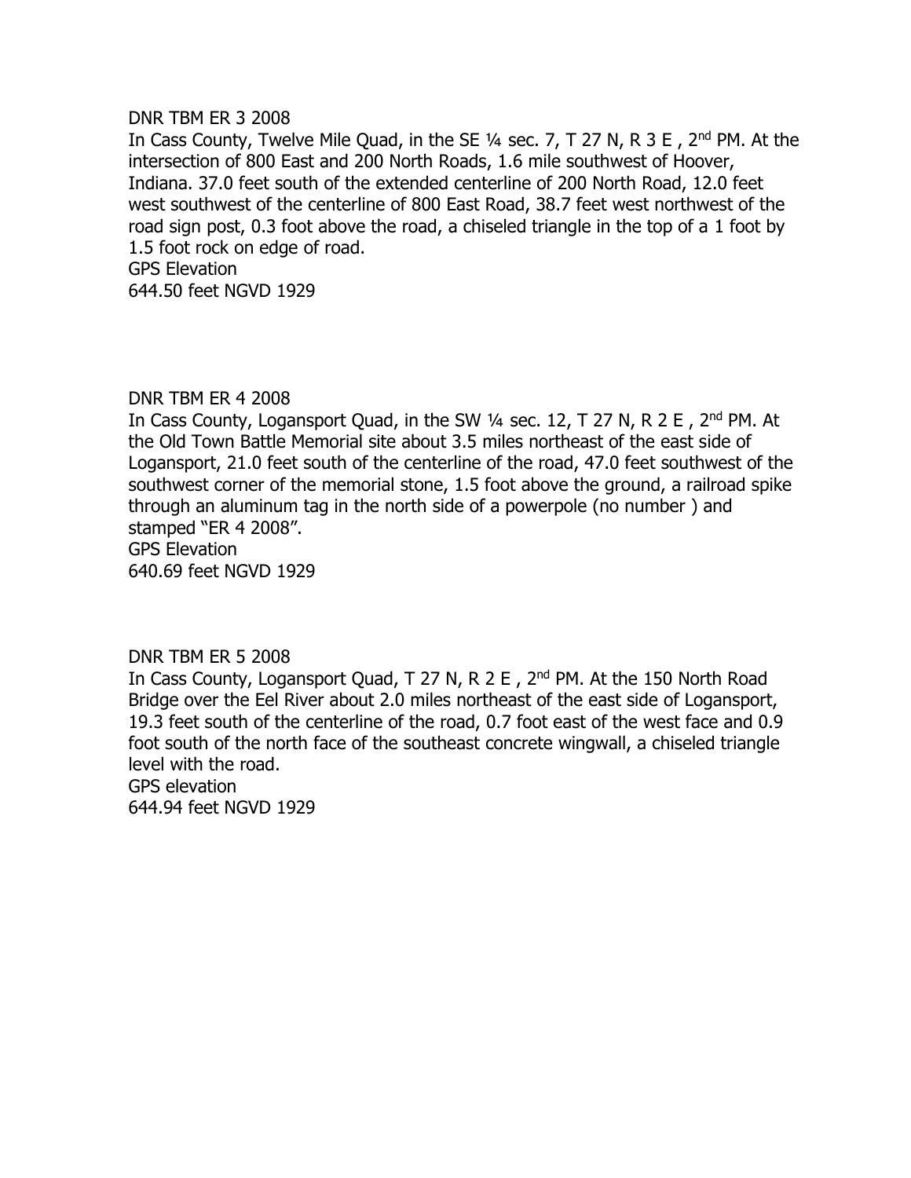DNR TBM ER 3 2008

In Cass County, Twelve Mile Quad, in the SE ¼ sec. 7, T 27 N, R 3 E , 2nd PM. At the intersection of 800 East and 200 North Roads, 1.6 mile southwest of Hoover, Indiana. 37.0 feet south of the extended centerline of 200 North Road, 12.0 feet west southwest of the centerline of 800 East Road, 38.7 feet west northwest of the road sign post, 0.3 foot above the road, a chiseled triangle in the top of a 1 foot by 1.5 foot rock on edge of road.

GPS Elevation

644.50 feet NGVD 1929

DNR TBM ER 4 2008

In Cass County, Logansport Quad, in the SW ¼ sec. 12, T 27 N, R 2 E , 2nd PM. At the Old Town Battle Memorial site about 3.5 miles northeast of the east side of Logansport, 21.0 feet south of the centerline of the road, 47.0 feet southwest of the southwest corner of the memorial stone, 1.5 foot above the ground, a railroad spike through an aluminum tag in the north side of a powerpole (no number ) and stamped "ER 4 2008".

GPS Elevation

640.69 feet NGVD 1929

DNR TBM ER 5 2008

In Cass County, Logansport Quad, T 27 N, R 2 E , 2nd PM. At the 150 North Road Bridge over the Eel River about 2.0 miles northeast of the east side of Logansport, 19.3 feet south of the centerline of the road, 0.7 foot east of the west face and 0.9 foot south of the north face of the southeast concrete wingwall, a chiseled triangle level with the road.

GPS elevation

644.94 feet NGVD 1929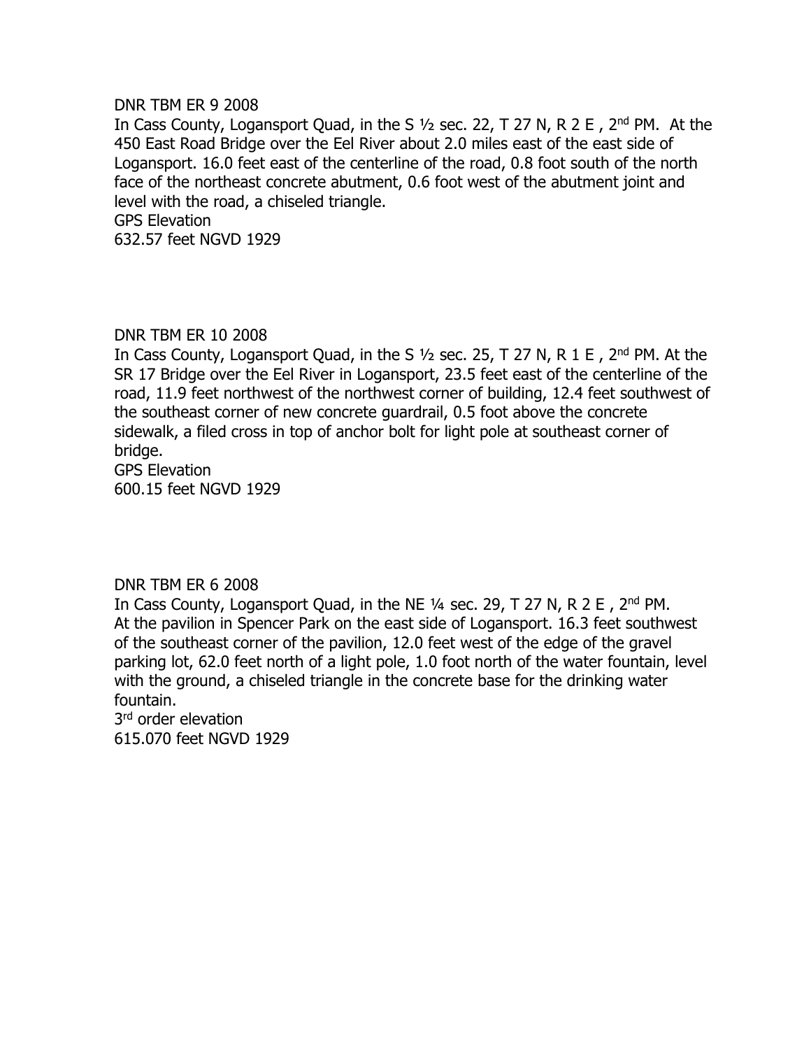DNR TBM ER 9 2008

In Cass County, Logansport Quad, in the S ½ sec. 22, T 27 N, R 2 E , 2nd PM. At the 450 East Road Bridge over the Eel River about 2.0 miles east of the east side of Logansport. 16.0 feet east of the centerline of the road, 0.8 foot south of the north face of the northeast concrete abutment, 0.6 foot west of the abutment joint and level with the road, a chiseled triangle.

GPS Elevation

632.57 feet NGVD 1929

DNR TBM ER 10 2008

In Cass County, Logansport Quad, in the S ½ sec. 25, T 27 N, R 1 E , 2nd PM. At the SR 17 Bridge over the Eel River in Logansport, 23.5 feet east of the centerline of the road, 11.9 feet northwest of the northwest corner of building, 12.4 feet southwest of the southeast corner of new concrete guardrail, 0.5 foot above the concrete sidewalk, a filed cross in top of anchor bolt for light pole at southeast corner of bridge.

GPS Elevation

600.15 feet NGVD 1929

DNR TBM ER 6 2008

In Cass County, Logansport Quad, in the NE ¼ sec. 29, T 27 N, R 2 E , 2nd PM. At the pavilion in Spencer Park on the east side of Logansport. 16.3 feet southwest of the southeast corner of the pavilion, 12.0 feet west of the edge of the gravel parking lot, 62.0 feet north of a light pole, 1.0 foot north of the water fountain, level with the ground, a chiseled triangle in the concrete base for the drinking water fountain.

3rd order elevation

615.070 feet NGVD 1929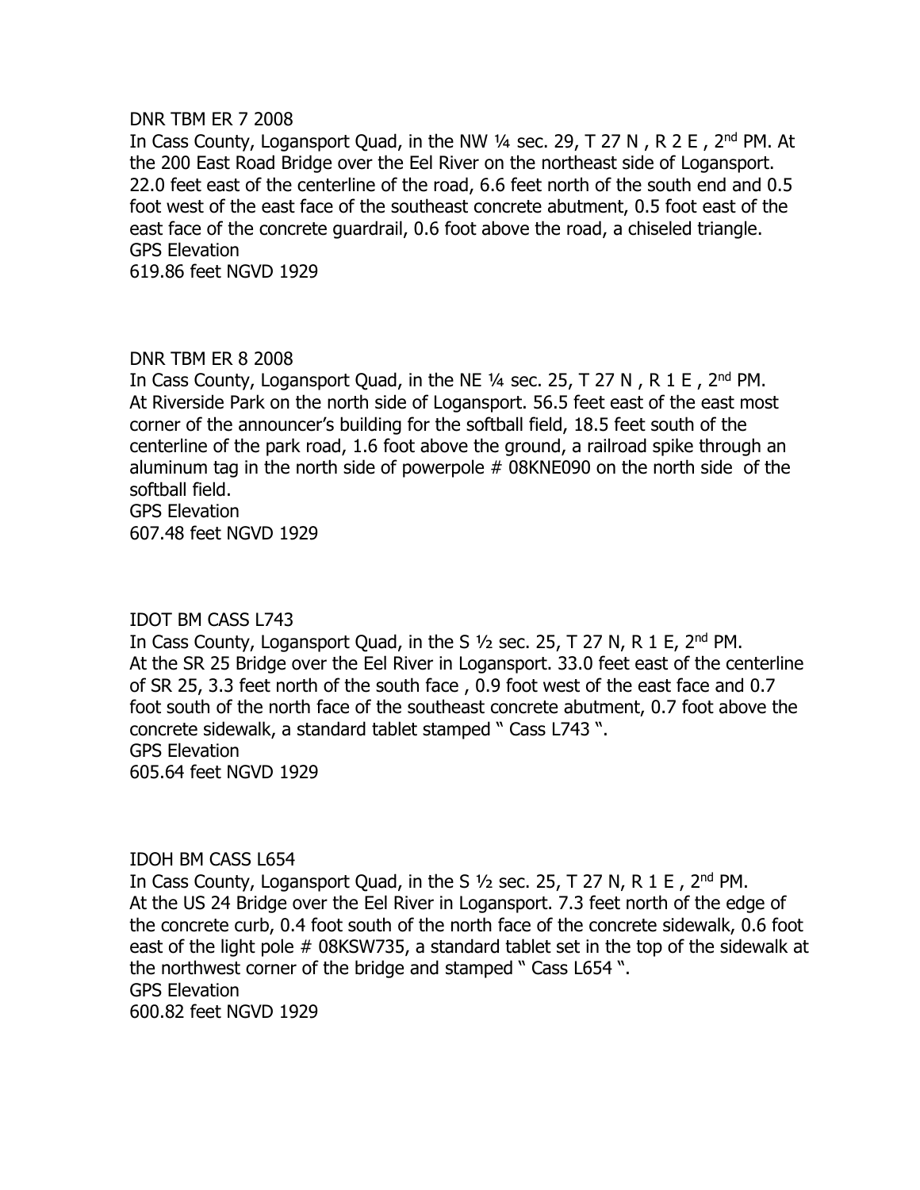DNR TBM ER 7 2008

In Cass County, Logansport Quad, in the NW ¼ sec. 29, T 27 N , R 2 E , 2nd PM. At the 200 East Road Bridge over the Eel River on the northeast side of Logansport. 22.0 feet east of the centerline of the road, 6.6 feet north of the south end and 0.5 foot west of the east face of the southeast concrete abutment, 0.5 foot east of the east face of the concrete guardrail, 0.6 foot above the road, a chiseled triangle.
GPS Elevation
619.86 feet NGVD 1929

DNR TBM ER 8 2008

In Cass County, Logansport Quad, in the NE ¼ sec. 25, T 27 N , R 1 E , 2nd PM. At Riverside Park on the north side of Logansport. 56.5 feet east of the east most corner of the announcer's building for the softball field, 18.5 feet south of the centerline of the park road, 1.6 foot above the ground, a railroad spike through an aluminum tag in the north side of powerpole # 08KNE090 on the north side of the softball field.
GPS Elevation
607.48 feet NGVD 1929

IDOT BM CASS L743

In Cass County, Logansport Quad, in the S ½ sec. 25, T 27 N, R 1 E, 2nd PM. At the SR 25 Bridge over the Eel River in Logansport. 33.0 feet east of the centerline of SR 25, 3.3 feet north of the south face , 0.9 foot west of the east face and 0.7 foot south of the north face of the southeast concrete abutment, 0.7 foot above the concrete sidewalk, a standard tablet stamped " Cass L743 ".
GPS Elevation
605.64 feet NGVD 1929

IDOH BM CASS L654

In Cass County, Logansport Quad, in the S ½ sec. 25, T 27 N, R 1 E , 2nd PM. At the US 24 Bridge over the Eel River in Logansport. 7.3 feet north of the edge of the concrete curb, 0.4 foot south of the north face of the concrete sidewalk, 0.6 foot east of the light pole # 08KSW735, a standard tablet set in the top of the sidewalk at the northwest corner of the bridge and stamped " Cass L654 ".
GPS Elevation
600.82 feet NGVD 1929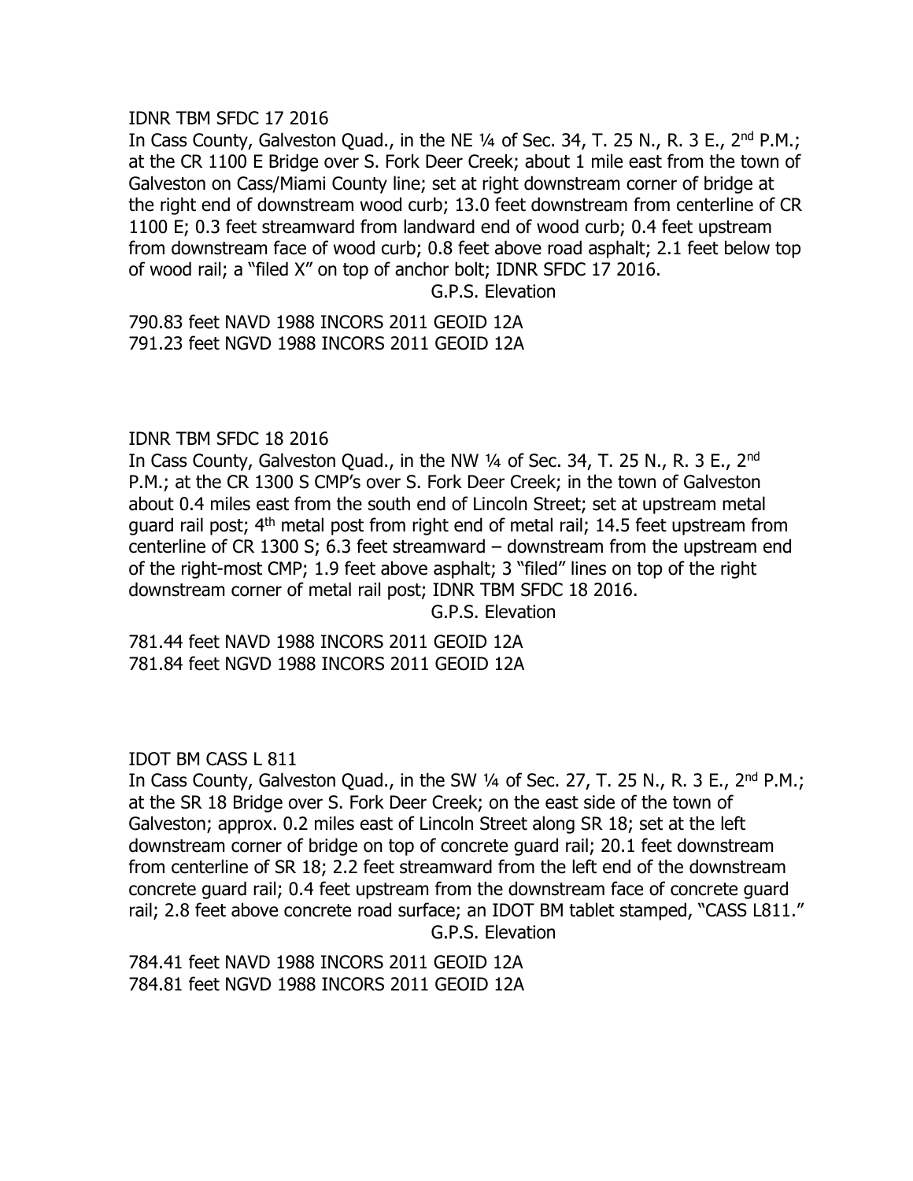IDNR TBM SFDC 17 2016

In Cass County, Galveston Quad., in the NE ¼ of Sec. 34, T. 25 N., R. 3 E., 2nd P.M.; at the CR 1100 E Bridge over S. Fork Deer Creek; about 1 mile east from the town of Galveston on Cass/Miami County line; set at right downstream corner of bridge at the right end of downstream wood curb; 13.0 feet downstream from centerline of CR 1100 E; 0.3 feet streamward from landward end of wood curb; 0.4 feet upstream from downstream face of wood curb; 0.8 feet above road asphalt; 2.1 feet below top of wood rail; a "filed X" on top of anchor bolt; IDNR SFDC 17 2016.

G.P.S. Elevation

790.83 feet NAVD 1988 INCORS 2011 GEOID 12A
791.23 feet NGVD 1988 INCORS 2011 GEOID 12A

IDNR TBM SFDC 18 2016

In Cass County, Galveston Quad., in the NW ¼ of Sec. 34, T. 25 N., R. 3 E., 2nd P.M.; at the CR 1300 S CMP's over S. Fork Deer Creek; in the town of Galveston about 0.4 miles east from the south end of Lincoln Street; set at upstream metal guard rail post; 4th metal post from right end of metal rail; 14.5 feet upstream from centerline of CR 1300 S; 6.3 feet streamward – downstream from the upstream end of the right-most CMP; 1.9 feet above asphalt; 3 "filed" lines on top of the right downstream corner of metal rail post; IDNR TBM SFDC 18 2016.

G.P.S. Elevation

781.44 feet NAVD 1988 INCORS 2011 GEOID 12A
781.84 feet NGVD 1988 INCORS 2011 GEOID 12A

IDOT BM CASS L 811

In Cass County, Galveston Quad., in the SW ¼ of Sec. 27, T. 25 N., R. 3 E., 2nd P.M.; at the SR 18 Bridge over S. Fork Deer Creek; on the east side of the town of Galveston; approx. 0.2 miles east of Lincoln Street along SR 18; set at the left downstream corner of bridge on top of concrete guard rail; 20.1 feet downstream from centerline of SR 18; 2.2 feet streamward from the left end of the downstream concrete guard rail; 0.4 feet upstream from the downstream face of concrete guard rail; 2.8 feet above concrete road surface; an IDOT BM tablet stamped, "CASS L811."

G.P.S. Elevation

784.41 feet NAVD 1988 INCORS 2011 GEOID 12A
784.81 feet NGVD 1988 INCORS 2011 GEOID 12A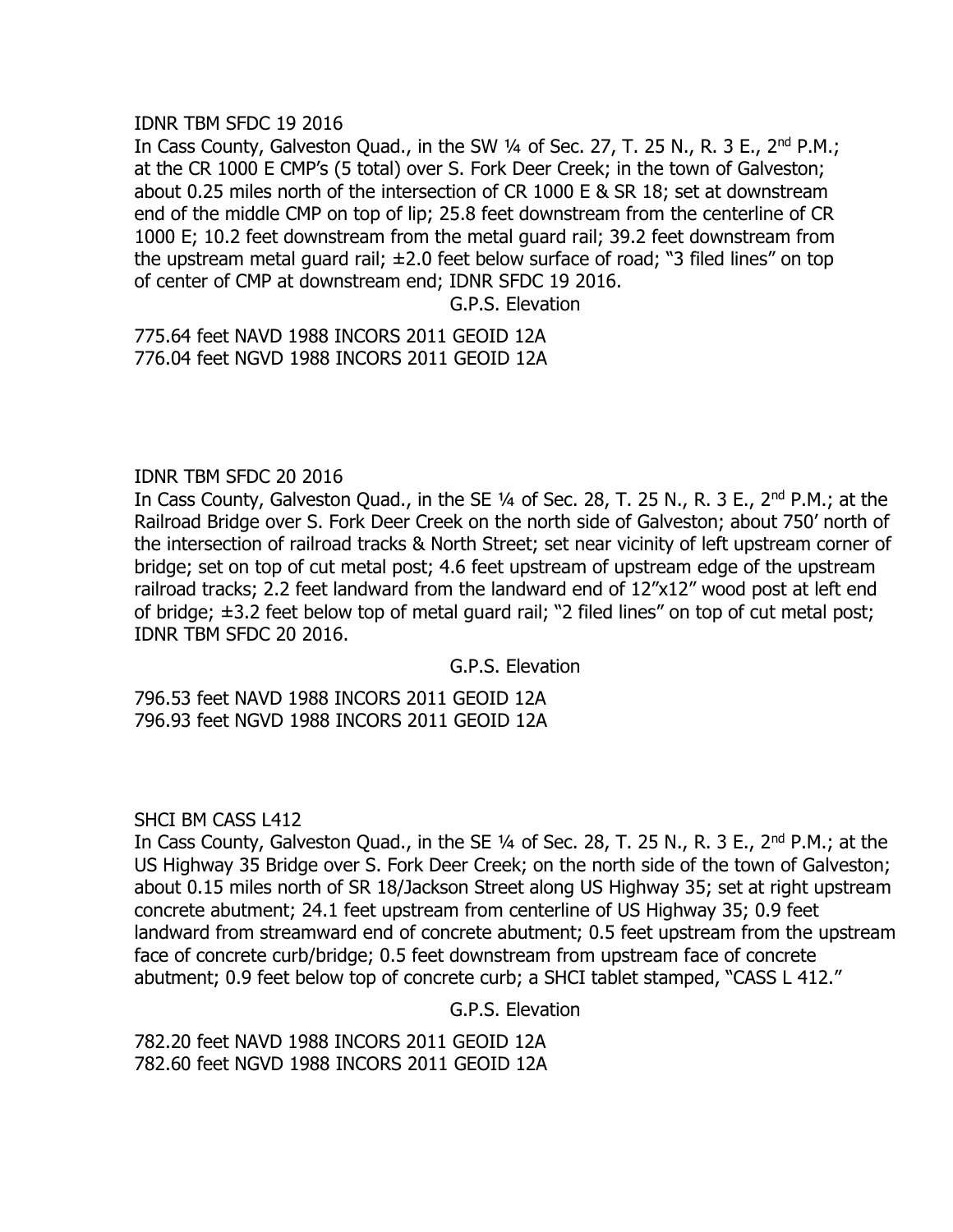IDNR TBM SFDC 19 2016

In Cass County, Galveston Quad., in the SW ¼ of Sec. 27, T. 25 N., R. 3 E., 2nd P.M.; at the CR 1000 E CMP's (5 total) over S. Fork Deer Creek; in the town of Galveston; about 0.25 miles north of the intersection of CR 1000 E & SR 18; set at downstream end of the middle CMP on top of lip; 25.8 feet downstream from the centerline of CR 1000 E; 10.2 feet downstream from the metal guard rail; 39.2 feet downstream from the upstream metal guard rail; ±2.0 feet below surface of road; "3 filed lines" on top of center of CMP at downstream end; IDNR SFDC 19 2016.

G.P.S. Elevation

775.64 feet NAVD 1988 INCORS 2011 GEOID 12A
776.04 feet NGVD 1988 INCORS 2011 GEOID 12A

IDNR TBM SFDC 20 2016

In Cass County, Galveston Quad., in the SE ¼ of Sec. 28, T. 25 N., R. 3 E., 2nd P.M.; at the Railroad Bridge over S. Fork Deer Creek on the north side of Galveston; about 750' north of the intersection of railroad tracks & North Street; set near vicinity of left upstream corner of bridge; set on top of cut metal post; 4.6 feet upstream of upstream edge of the upstream railroad tracks; 2.2 feet landward from the landward end of 12"x12" wood post at left end of bridge; ±3.2 feet below top of metal guard rail; "2 filed lines" on top of cut metal post; IDNR TBM SFDC 20 2016.

G.P.S. Elevation

796.53 feet NAVD 1988 INCORS 2011 GEOID 12A
796.93 feet NGVD 1988 INCORS 2011 GEOID 12A

SHCI BM CASS L412

In Cass County, Galveston Quad., in the SE ¼ of Sec. 28, T. 25 N., R. 3 E., 2nd P.M.; at the US Highway 35 Bridge over S. Fork Deer Creek; on the north side of the town of Galveston; about 0.15 miles north of SR 18/Jackson Street along US Highway 35; set at right upstream concrete abutment; 24.1 feet upstream from centerline of US Highway 35; 0.9 feet landward from streamward end of concrete abutment; 0.5 feet upstream from the upstream face of concrete curb/bridge; 0.5 feet downstream from upstream face of concrete abutment; 0.9 feet below top of concrete curb; a SHCI tablet stamped, "CASS L 412."

G.P.S. Elevation

782.20 feet NAVD 1988 INCORS 2011 GEOID 12A
782.60 feet NGVD 1988 INCORS 2011 GEOID 12A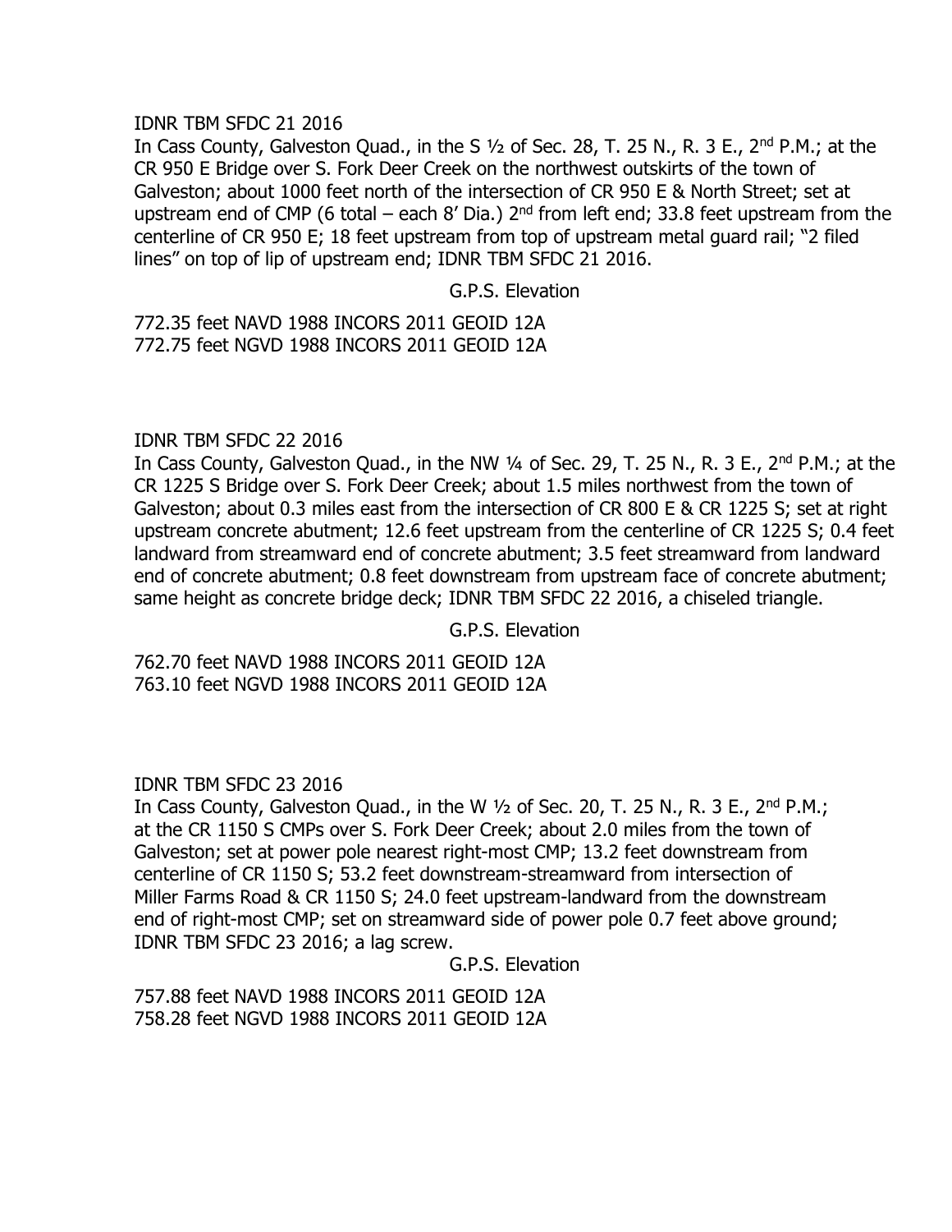IDNR TBM SFDC 21 2016

In Cass County, Galveston Quad., in the S ½ of Sec. 28, T. 25 N., R. 3 E., 2nd P.M.; at the CR 950 E Bridge over S. Fork Deer Creek on the northwest outskirts of the town of Galveston; about 1000 feet north of the intersection of CR 950 E & North Street; set at upstream end of CMP (6 total – each 8' Dia.) 2nd from left end; 33.8 feet upstream from the centerline of CR 950 E; 18 feet upstream from top of upstream metal guard rail; "2 filed lines" on top of lip of upstream end; IDNR TBM SFDC 21 2016.

G.P.S. Elevation

772.35 feet NAVD 1988 INCORS 2011 GEOID 12A
772.75 feet NGVD 1988 INCORS 2011 GEOID 12A

IDNR TBM SFDC 22 2016

In Cass County, Galveston Quad., in the NW ¼ of Sec. 29, T. 25 N., R. 3 E., 2nd P.M.; at the CR 1225 S Bridge over S. Fork Deer Creek; about 1.5 miles northwest from the town of Galveston; about 0.3 miles east from the intersection of CR 800 E & CR 1225 S; set at right upstream concrete abutment; 12.6 feet upstream from the centerline of CR 1225 S; 0.4 feet landward from streamward end of concrete abutment; 3.5 feet streamward from landward end of concrete abutment; 0.8 feet downstream from upstream face of concrete abutment; same height as concrete bridge deck; IDNR TBM SFDC 22 2016, a chiseled triangle.

G.P.S. Elevation

762.70 feet NAVD 1988 INCORS 2011 GEOID 12A
763.10 feet NGVD 1988 INCORS 2011 GEOID 12A

IDNR TBM SFDC 23 2016

In Cass County, Galveston Quad., in the W ½ of Sec. 20, T. 25 N., R. 3 E., 2nd P.M.; at the CR 1150 S CMPs over S. Fork Deer Creek; about 2.0 miles from the town of Galveston; set at power pole nearest right-most CMP; 13.2 feet downstream from centerline of CR 1150 S; 53.2 feet downstream-streamward from intersection of Miller Farms Road & CR 1150 S; 24.0 feet upstream-landward from the downstream end of right-most CMP; set on streamward side of power pole 0.7 feet above ground; IDNR TBM SFDC 23 2016; a lag screw.

G.P.S. Elevation

757.88 feet NAVD 1988 INCORS 2011 GEOID 12A
758.28 feet NGVD 1988 INCORS 2011 GEOID 12A